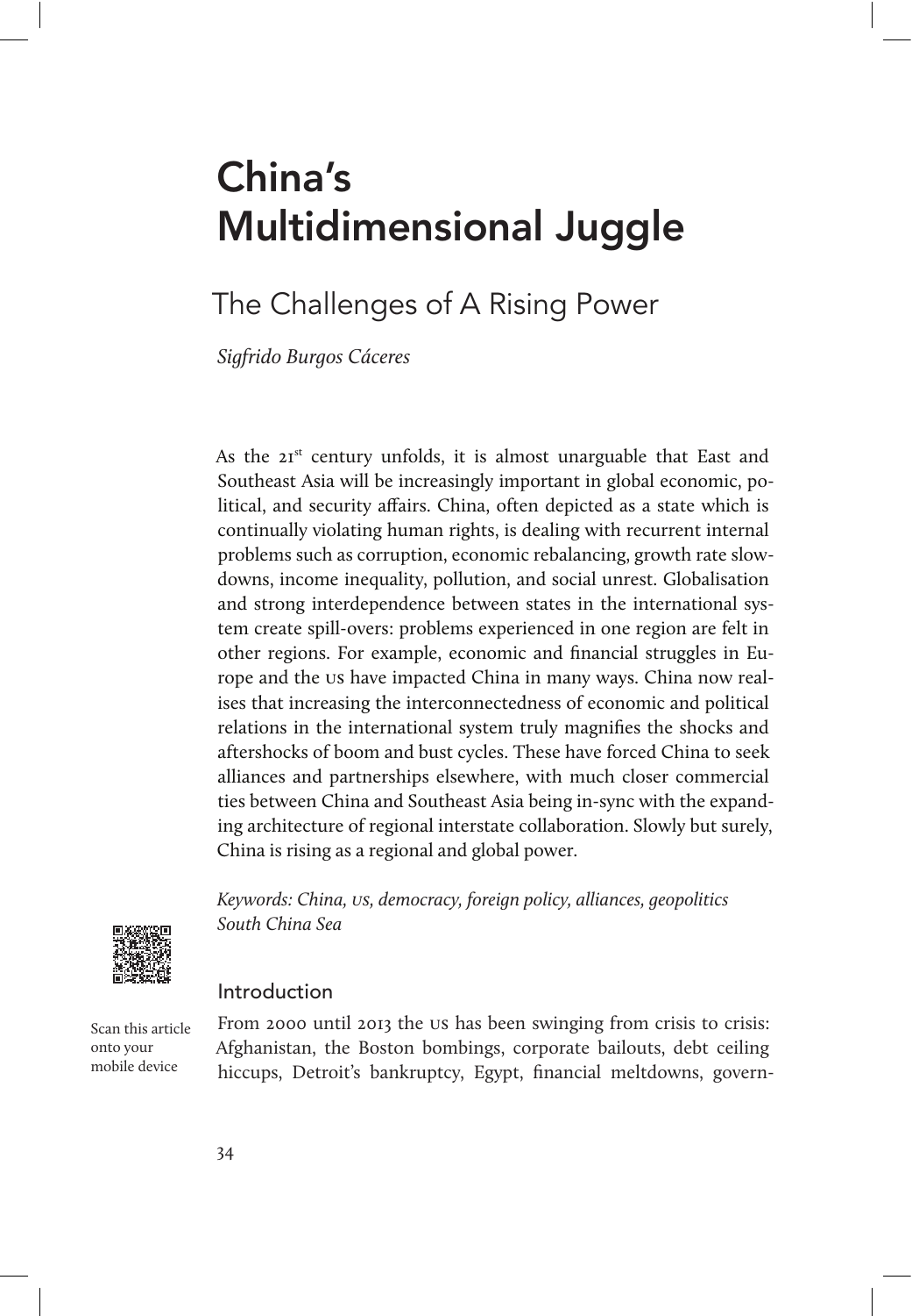# China's Multidimensional Juggle

## The Challenges of A Rising Power

*Sigfrido Burgos Cáceres*

As the 21st century unfolds, it is almost unarguable that East and Southeast Asia will be increasingly important in global economic, political, and security affairs. China, often depicted as a state which is continually violating human rights, is dealing with recurrent internal problems such as corruption, economic rebalancing, growth rate slowdowns, income inequality, pollution, and social unrest. Globalisation and strong interdependence between states in the international system create spill-overs: problems experienced in one region are felt in other regions. For example, economic and financial struggles in Europe and the US have impacted China in many ways. China now realises that increasing the interconnectedness of economic and political relations in the international system truly magnifies the shocks and aftershocks of boom and bust cycles. These have forced China to seek alliances and partnerships elsewhere, with much closer commercial ties between China and Southeast Asia being in-sync with the expanding architecture of regional interstate collaboration. Slowly but surely, China is rising as a regional and global power.

*Keywords: China, US, democracy, foreign policy, alliances, geopolitics South China Sea*

Scan this article onto your mobile device

### Introduction

From 2000 until 2013 the US has been swinging from crisis to crisis: Afghanistan, the Boston bombings, corporate bailouts, debt ceiling hiccups, Detroit's bankruptcy, Egypt, financial meltdowns, govern-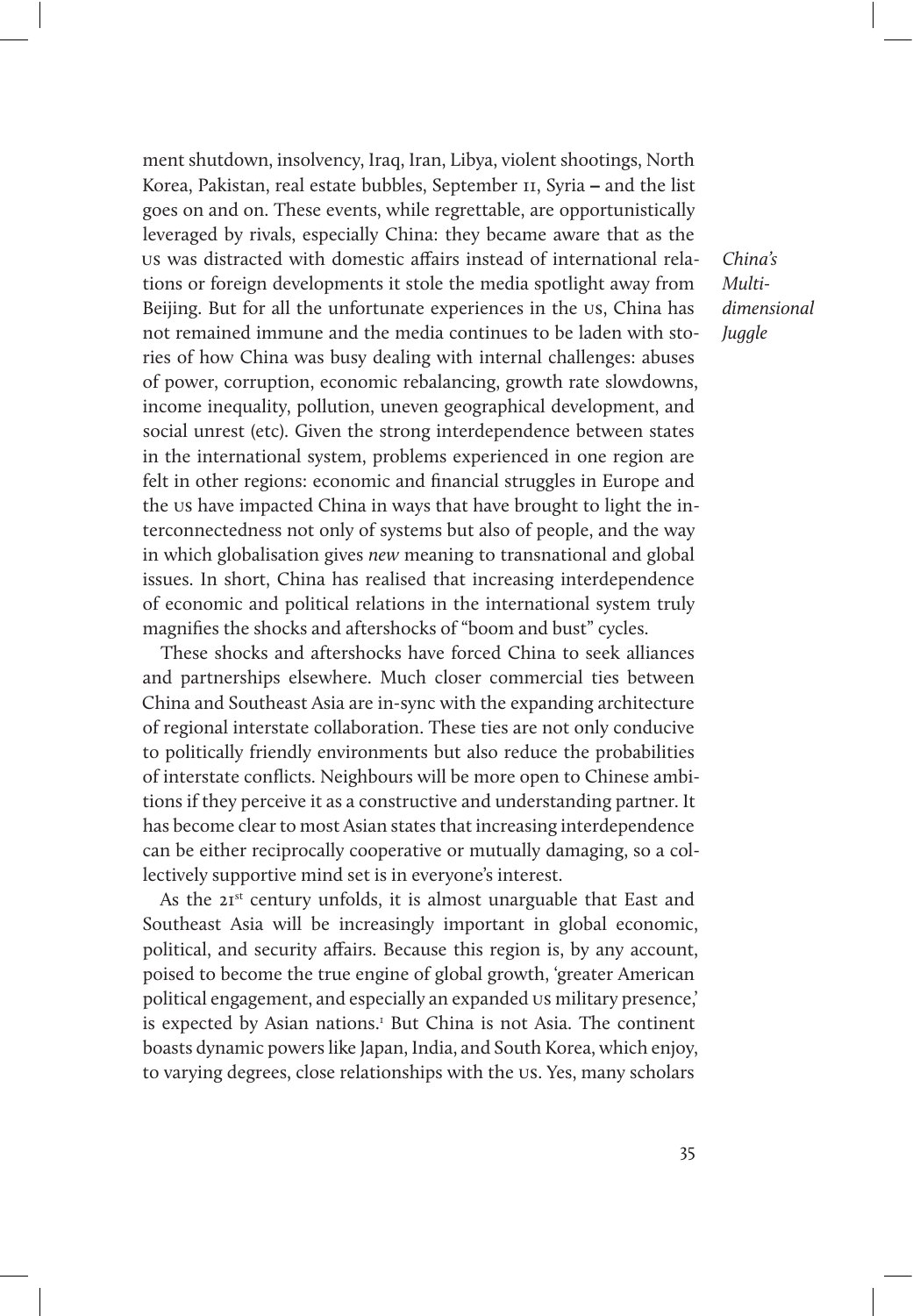ment shutdown, insolvency, Iraq, Iran, Libya, violent shootings, North Korea, Pakistan, real estate bubbles, September 11, Syria – and the list goes on and on. These events, while regrettable, are opportunistically leveraged by rivals, especially China: they became aware that as the US was distracted with domestic affairs instead of international relations or foreign developments it stole the media spotlight away from Beijing. But for all the unfortunate experiences in the US, China has not remained immune and the media continues to be laden with stories of how China was busy dealing with internal challenges: abuses of power, corruption, economic rebalancing, growth rate slowdowns, income inequality, pollution, uneven geographical development, and social unrest (etc). Given the strong interdependence between states in the international system, problems experienced in one region are felt in other regions: economic and financial struggles in Europe and the US have impacted China in ways that have brought to light the interconnectedness not only of systems but also of people, and the way in which globalisation gives *new* meaning to transnational and global issues. In short, China has realised that increasing interdependence of economic and political relations in the international system truly magnifies the shocks and aftershocks of "boom and bust" cycles.

These shocks and aftershocks have forced China to seek alliances and partnerships elsewhere. Much closer commercial ties between China and Southeast Asia are in-sync with the expanding architecture of regional interstate collaboration. These ties are not only conducive to politically friendly environments but also reduce the probabilities of interstate conflicts. Neighbours will be more open to Chinese ambitions if they perceive it as a constructive and understanding partner. It has become clear to most Asian states that increasing interdependence can be either reciprocally cooperative or mutually damaging, so a collectively supportive mind set is in everyone's interest.

As the 21st century unfolds, it is almost unarguable that East and Southeast Asia will be increasingly important in global economic, political, and security affairs. Because this region is, by any account, poised to become the true engine of global growth, 'greater American political engagement, and especially an expanded US military presence,' is expected by Asian nations.[1] But China is not Asia. The continent boasts dynamic powers like Japan, India, and South Korea, which enjoy, to varying degrees, close relationships with the US. Yes, many scholars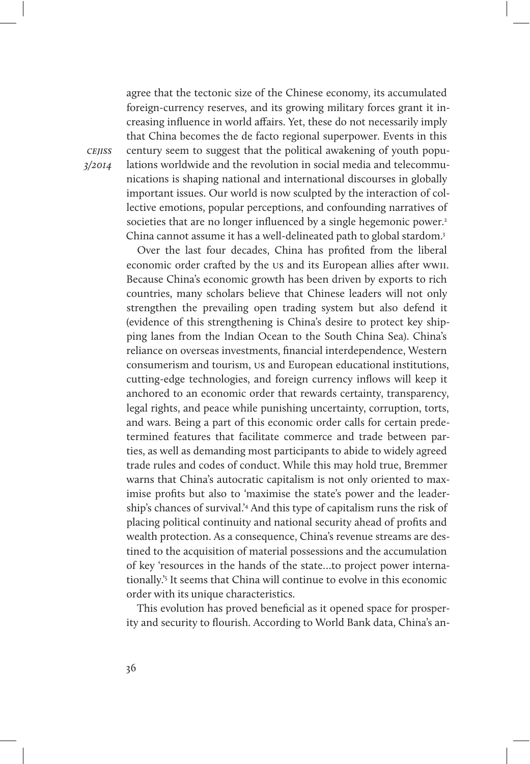agree that the tectonic size of the Chinese economy, its accumulated foreign-currency reserves, and its growing military forces grant it increasing influence in world affairs. Yet, these do not necessarily imply that China becomes the de facto regional superpower. Events in this century seem to suggest that the political awakening of youth populations worldwide and the revolution in social media and telecommunications is shaping national and international discourses in globally important issues. Our world is now sculpted by the interaction of collective emotions, popular perceptions, and confounding narratives of societies that are no longer influenced by a single hegemonic power.[2] China cannot assume it has a well-delineated path to global stardom.[3]

Over the last four decades, China has profited from the liberal economic order crafted by the US and its European allies after WWII. Because China's economic growth has been driven by exports to rich countries, many scholars believe that Chinese leaders will not only strengthen the prevailing open trading system but also defend it (evidence of this strengthening is China's desire to protect key shipping lanes from the Indian Ocean to the South China Sea). China's reliance on overseas investments, financial interdependence, Western consumerism and tourism, US and European educational institutions, cutting-edge technologies, and foreign currency inflows will keep it anchored to an economic order that rewards certainty, transparency, legal rights, and peace while punishing uncertainty, corruption, torts, and wars. Being a part of this economic order calls for certain predetermined features that facilitate commerce and trade between parties, as well as demanding most participants to abide to widely agreed trade rules and codes of conduct. While this may hold true, Bremmer warns that China's autocratic capitalism is not only oriented to maximise profits but also to 'maximise the state's power and the leadership's chances of survival.'[4] And this type of capitalism runs the risk of placing political continuity and national security ahead of profits and wealth protection. As a consequence, China's revenue streams are destined to the acquisition of material possessions and the accumulation of key 'resources in the hands of the state…to project power internationally.'[5] It seems that China will continue to evolve in this economic order with its unique characteristics.

This evolution has proved beneficial as it opened space for prosperity and security to flourish. According to World Bank data, China's an-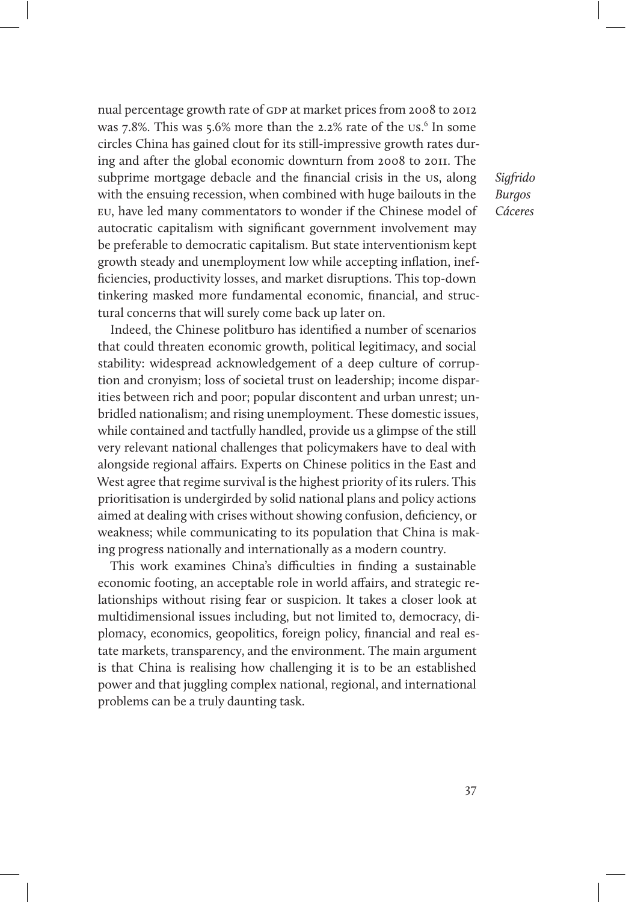nual percentage growth rate of GDP at market prices from 2008 to 2012 was 7.8%. This was 5.6% more than the 2.2% rate of the US.[6] In some circles China has gained clout for its still-impressive growth rates during and after the global economic downturn from 2008 to 2011. The subprime mortgage debacle and the financial crisis in the US, along with the ensuing recession, when combined with huge bailouts in the EU, have led many commentators to wonder if the Chinese model of autocratic capitalism with significant government involvement may be preferable to democratic capitalism. But state interventionism kept growth steady and unemployment low while accepting inflation, inefficiencies, productivity losses, and market disruptions. This top-down tinkering masked more fundamental economic, financial, and structural concerns that will surely come back up later on.

Indeed, the Chinese politburo has identified a number of scenarios that could threaten economic growth, political legitimacy, and social stability: widespread acknowledgement of a deep culture of corruption and cronyism; loss of societal trust on leadership; income disparities between rich and poor; popular discontent and urban unrest; unbridled nationalism; and rising unemployment. These domestic issues, while contained and tactfully handled, provide us a glimpse of the still very relevant national challenges that policymakers have to deal with alongside regional affairs. Experts on Chinese politics in the East and West agree that regime survival is the highest priority of its rulers. This prioritisation is undergirded by solid national plans and policy actions aimed at dealing with crises without showing confusion, deficiency, or weakness; while communicating to its population that China is making progress nationally and internationally as a modern country.

This work examines China's difficulties in finding a sustainable economic footing, an acceptable role in world affairs, and strategic relationships without rising fear or suspicion. It takes a closer look at multidimensional issues including, but not limited to, democracy, diplomacy, economics, geopolitics, foreign policy, financial and real estate markets, transparency, and the environment. The main argument is that China is realising how challenging it is to be an established power and that juggling complex national, regional, and international problems can be a truly daunting task.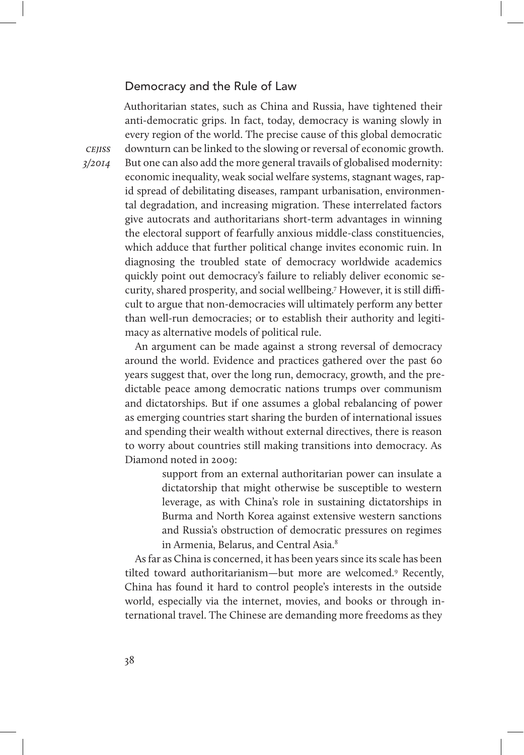## Democracy and the Rule of Law

Authoritarian states, such as China and Russia, have tightened their anti-democratic grips. In fact, today, democracy is waning slowly in every region of the world. The precise cause of this global democratic downturn can be linked to the slowing or reversal of economic growth. But one can also add the more general travails of globalised modernity: economic inequality, weak social welfare systems, stagnant wages, rapid spread of debilitating diseases, rampant urbanisation, environmental degradation, and increasing migration. These interrelated factors give autocrats and authoritarians short-term advantages in winning the electoral support of fearfully anxious middle-class constituencies, which adduce that further political change invites economic ruin. In diagnosing the troubled state of democracy worldwide academics quickly point out democracy's failure to reliably deliver economic security, shared prosperity, and social wellbeing.[7] However, it is still difficult to argue that non-democracies will ultimately perform any better than well-run democracies; or to establish their authority and legitimacy as alternative models of political rule.

An argument can be made against a strong reversal of democracy around the world. Evidence and practices gathered over the past 60 years suggest that, over the long run, democracy, growth, and the predictable peace among democratic nations trumps over communism and dictatorships. But if one assumes a global rebalancing of power as emerging countries start sharing the burden of international issues and spending their wealth without external directives, there is reason to worry about countries still making transitions into democracy. As Diamond noted in 2009:

> support from an external authoritarian power can insulate a dictatorship that might otherwise be susceptible to western leverage, as with China's role in sustaining dictatorships in Burma and North Korea against extensive western sanctions and Russia's obstruction of democratic pressures on regimes in Armenia, Belarus, and Central Asia.[8]

As far as China is concerned, it has been years since its scale has been tilted toward authoritarianism—but more are welcomed.[9] Recently, China has found it hard to control people's interests in the outside world, especially via the internet, movies, and books or through international travel. The Chinese are demanding more freedoms as they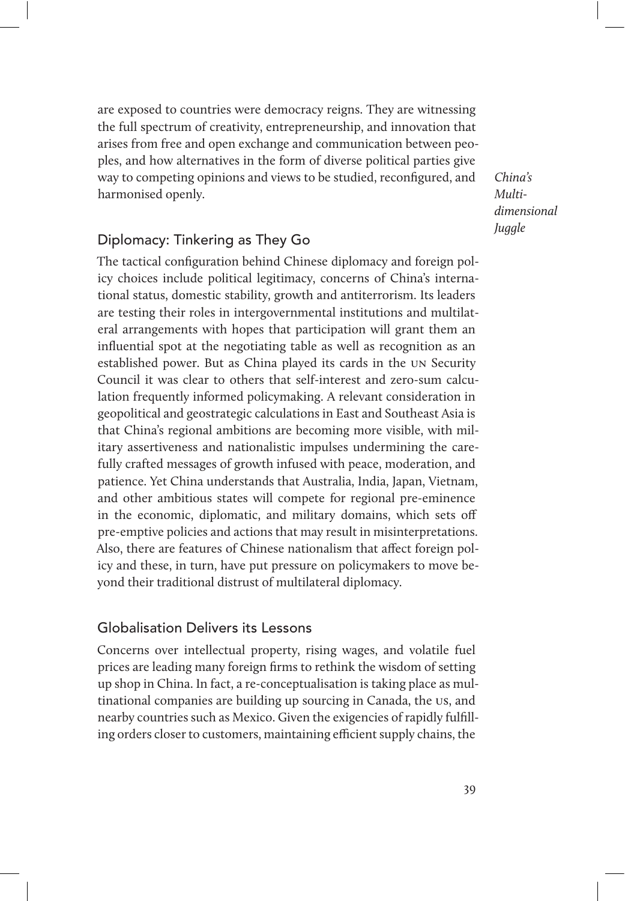are exposed to countries were democracy reigns. They are witnessing the full spectrum of creativity, entrepreneurship, and innovation that arises from free and open exchange and communication between peoples, and how alternatives in the form of diverse political parties give way to competing opinions and views to be studied, reconfigured, and harmonised openly.

## Diplomacy: Tinkering as They Go

The tactical configuration behind Chinese diplomacy and foreign policy choices include political legitimacy, concerns of China's international status, domestic stability, growth and antiterrorism. Its leaders are testing their roles in intergovernmental institutions and multilateral arrangements with hopes that participation will grant them an influential spot at the negotiating table as well as recognition as an established power. But as China played its cards in the UN Security Council it was clear to others that self-interest and zero-sum calculation frequently informed policymaking. A relevant consideration in geopolitical and geostrategic calculations in East and Southeast Asia is that China's regional ambitions are becoming more visible, with military assertiveness and nationalistic impulses undermining the carefully crafted messages of growth infused with peace, moderation, and patience. Yet China understands that Australia, India, Japan, Vietnam, and other ambitious states will compete for regional pre-eminence in the economic, diplomatic, and military domains, which sets off pre-emptive policies and actions that may result in misinterpretations. Also, there are features of Chinese nationalism that affect foreign policy and these, in turn, have put pressure on policymakers to move beyond their traditional distrust of multilateral diplomacy.

## Globalisation Delivers its Lessons

Concerns over intellectual property, rising wages, and volatile fuel prices are leading many foreign firms to rethink the wisdom of setting up shop in China. In fact, a re-conceptualisation is taking place as multinational companies are building up sourcing in Canada, the US, and nearby countries such as Mexico. Given the exigencies of rapidly fulfilling orders closer to customers, maintaining efficient supply chains, the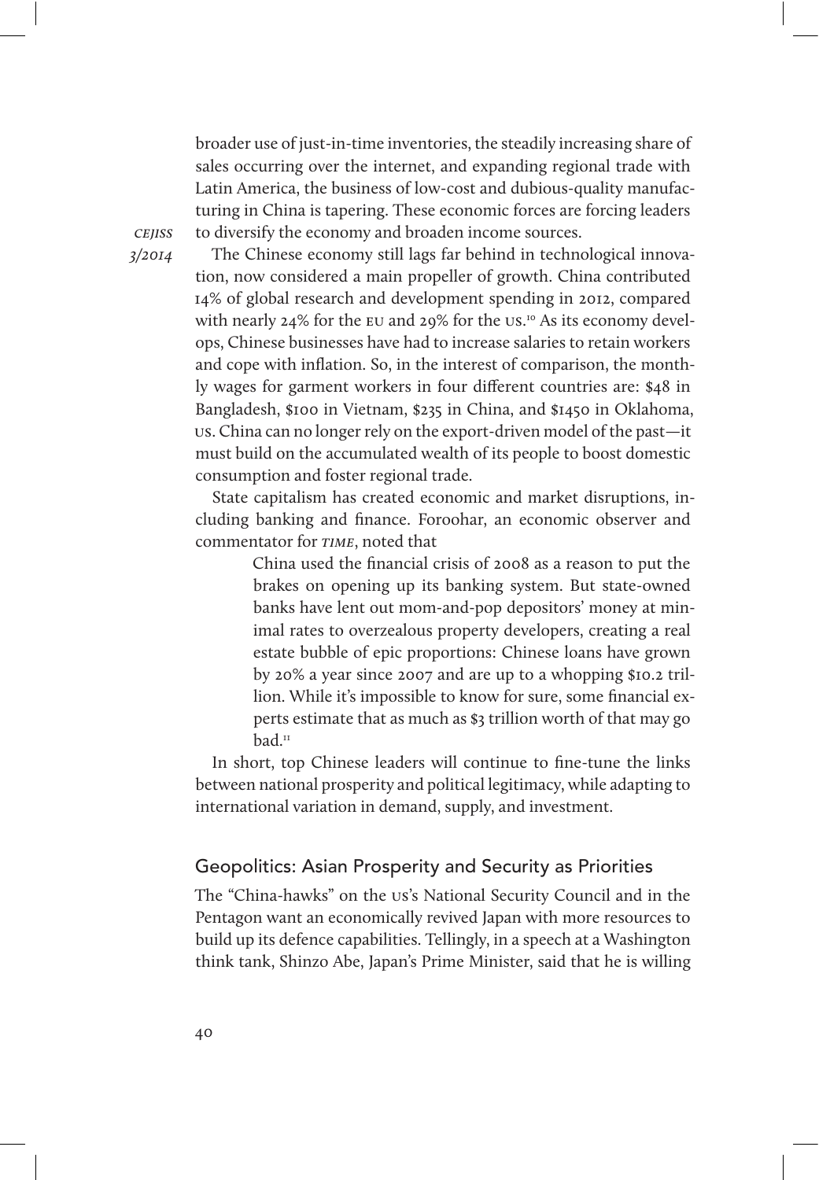broader use of just-in-time inventories, the steadily increasing share of sales occurring over the internet, and expanding regional trade with Latin America, the business of low-cost and dubious-quality manufacturing in China is tapering. These economic forces are forcing leaders to diversify the economy and broaden income sources.

The Chinese economy still lags far behind in technological innovation, now considered a main propeller of growth. China contributed 14% of global research and development spending in 2012, compared with nearly 24% for the EU and 29% for the US.[10] As its economy develops, Chinese businesses have had to increase salaries to retain workers and cope with inflation. So, in the interest of comparison, the monthly wages for garment workers in four different countries are: $48 in Bangladesh, $100 in Vietnam, $235 in China, and $1450 in Oklahoma, US. China can no longer rely on the export-driven model of the past—it must build on the accumulated wealth of its people to boost domestic consumption and foster regional trade.

State capitalism has created economic and market disruptions, including banking and finance. Foroohar, an economic observer and commentator for *TIME*, noted that

> China used the financial crisis of 2008 as a reason to put the brakes on opening up its banking system. But state-owned banks have lent out mom-and-pop depositors' money at minimal rates to overzealous property developers, creating a real estate bubble of epic proportions: Chinese loans have grown by 20% a year since 2007 and are up to a whopping $10.2 trillion. While it's impossible to know for sure, some financial experts estimate that as much as $3 trillion worth of that may go bad.[11]

In short, top Chinese leaders will continue to fine-tune the links between national prosperity and political legitimacy, while adapting to international variation in demand, supply, and investment.

## Geopolitics: Asian Prosperity and Security as Priorities

The "China-hawks" on the US's National Security Council and in the Pentagon want an economically revived Japan with more resources to build up its defence capabilities. Tellingly, in a speech at a Washington think tank, Shinzo Abe, Japan's Prime Minister, said that he is willing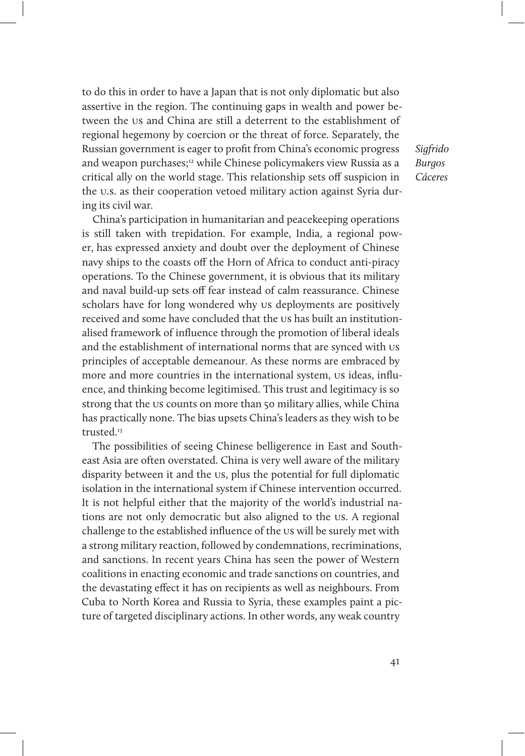to do this in order to have a Japan that is not only diplomatic but also assertive in the region. The continuing gaps in wealth and power between the US and China are still a deterrent to the establishment of regional hegemony by coercion or the threat of force. Separately, the Russian government is eager to profit from China's economic progress and weapon purchases;[12] while Chinese policymakers view Russia as a critical ally on the world stage. This relationship sets off suspicion in the U.S. as their cooperation vetoed military action against Syria during its civil war.

China's participation in humanitarian and peacekeeping operations is still taken with trepidation. For example, India, a regional power, has expressed anxiety and doubt over the deployment of Chinese navy ships to the coasts off the Horn of Africa to conduct anti-piracy operations. To the Chinese government, it is obvious that its military and naval build-up sets off fear instead of calm reassurance. Chinese scholars have for long wondered why US deployments are positively received and some have concluded that the US has built an institutionalised framework of influence through the promotion of liberal ideals and the establishment of international norms that are synced with US principles of acceptable demeanour. As these norms are embraced by more and more countries in the international system, US ideas, influence, and thinking become legitimised. This trust and legitimacy is so strong that the US counts on more than 50 military allies, while China has practically none. The bias upsets China's leaders as they wish to be trusted.[13]

The possibilities of seeing Chinese belligerence in East and Southeast Asia are often overstated. China is very well aware of the military disparity between it and the US, plus the potential for full diplomatic isolation in the international system if Chinese intervention occurred. It is not helpful either that the majority of the world's industrial nations are not only democratic but also aligned to the US. A regional challenge to the established influence of the US will be surely met with a strong military reaction, followed by condemnations, recriminations, and sanctions. In recent years China has seen the power of Western coalitions in enacting economic and trade sanctions on countries, and the devastating effect it has on recipients as well as neighbours. From Cuba to North Korea and Russia to Syria, these examples paint a picture of targeted disciplinary actions. In other words, any weak country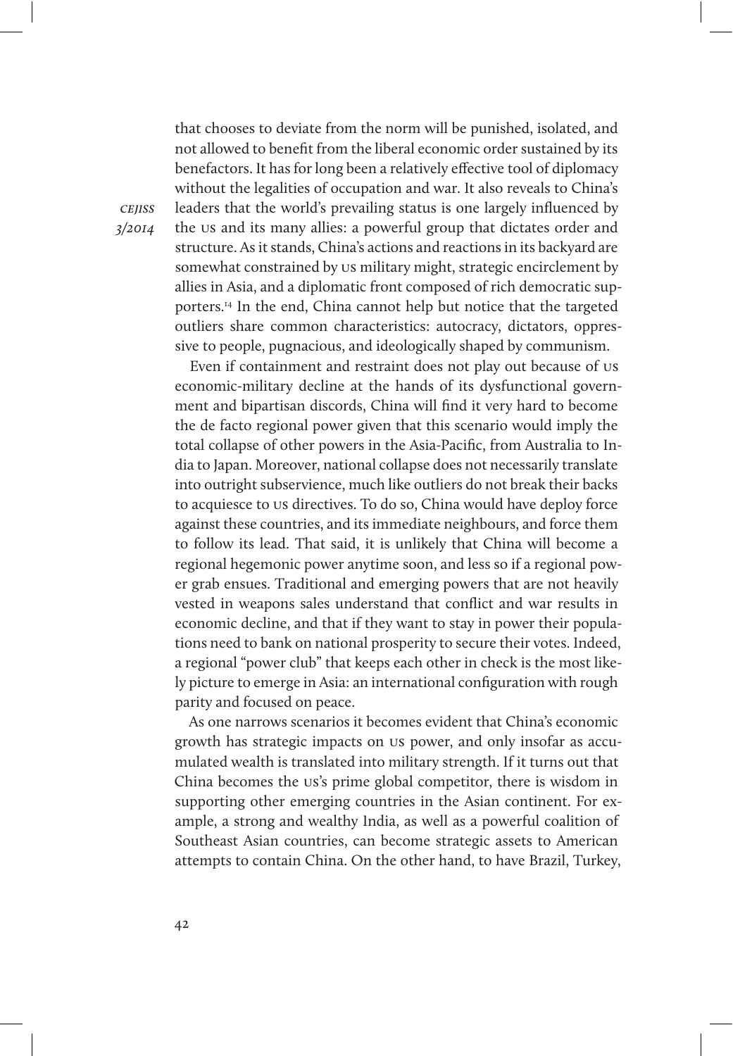that chooses to deviate from the norm will be punished, isolated, and not allowed to benefit from the liberal economic order sustained by its benefactors. It has for long been a relatively effective tool of diplomacy without the legalities of occupation and war. It also reveals to China's leaders that the world's prevailing status is one largely influenced by the US and its many allies: a powerful group that dictates order and structure. As it stands, China's actions and reactions in its backyard are somewhat constrained by US military might, strategic encirclement by allies in Asia, and a diplomatic front composed of rich democratic supporters.[14] In the end, China cannot help but notice that the targeted outliers share common characteristics: autocracy, dictators, oppressive to people, pugnacious, and ideologically shaped by communism.

Even if containment and restraint does not play out because of US economic-military decline at the hands of its dysfunctional government and bipartisan discords, China will find it very hard to become the de facto regional power given that this scenario would imply the total collapse of other powers in the Asia-Pacific, from Australia to India to Japan. Moreover, national collapse does not necessarily translate into outright subservience, much like outliers do not break their backs to acquiesce to US directives. To do so, China would have deploy force against these countries, and its immediate neighbours, and force them to follow its lead. That said, it is unlikely that China will become a regional hegemonic power anytime soon, and less so if a regional power grab ensues. Traditional and emerging powers that are not heavily vested in weapons sales understand that conflict and war results in economic decline, and that if they want to stay in power their populations need to bank on national prosperity to secure their votes. Indeed, a regional "power club" that keeps each other in check is the most likely picture to emerge in Asia: an international configuration with rough parity and focused on peace.

As one narrows scenarios it becomes evident that China's economic growth has strategic impacts on US power, and only insofar as accumulated wealth is translated into military strength. If it turns out that China becomes the US's prime global competitor, there is wisdom in supporting other emerging countries in the Asian continent. For example, a strong and wealthy India, as well as a powerful coalition of Southeast Asian countries, can become strategic assets to American attempts to contain China. On the other hand, to have Brazil, Turkey,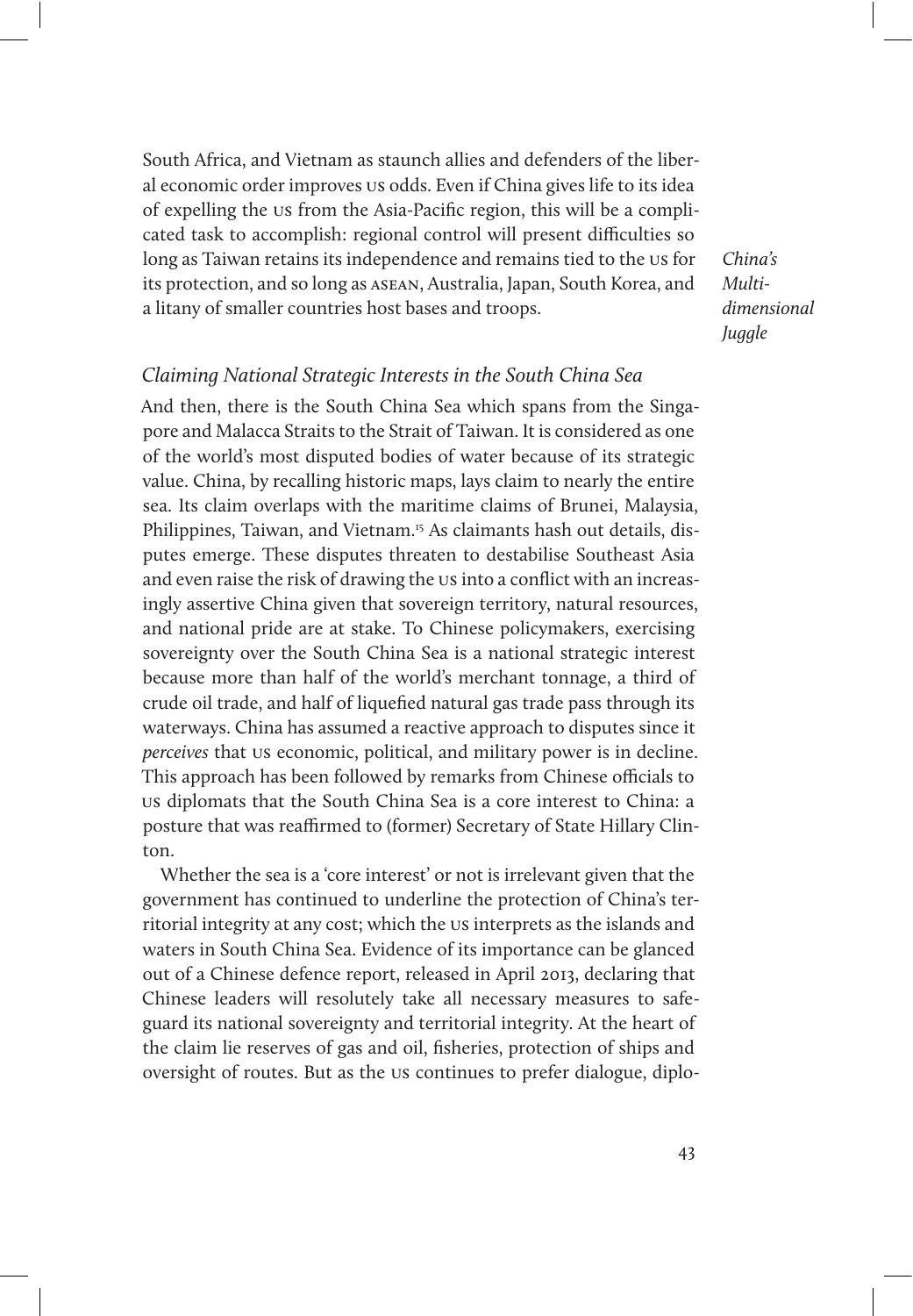South Africa, and Vietnam as staunch allies and defenders of the liberal economic order improves US odds. Even if China gives life to its idea of expelling the US from the Asia-Pacific region, this will be a complicated task to accomplish: regional control will present difficulties so long as Taiwan retains its independence and remains tied to the US for its protection, and so long as ASEAN, Australia, Japan, South Korea, and a litany of smaller countries host bases and troops.

### *Claiming National Strategic Interests in the South China Sea*

And then, there is the South China Sea which spans from the Singapore and Malacca Straits to the Strait of Taiwan. It is considered as one of the world's most disputed bodies of water because of its strategic value. China, by recalling historic maps, lays claim to nearly the entire sea. Its claim overlaps with the maritime claims of Brunei, Malaysia, Philippines, Taiwan, and Vietnam.[15] As claimants hash out details, disputes emerge. These disputes threaten to destabilise Southeast Asia and even raise the risk of drawing the US into a conflict with an increasingly assertive China given that sovereign territory, natural resources, and national pride are at stake. To Chinese policymakers, exercising sovereignty over the South China Sea is a national strategic interest because more than half of the world's merchant tonnage, a third of crude oil trade, and half of liquefied natural gas trade pass through its waterways. China has assumed a reactive approach to disputes since it *perceives* that US economic, political, and military power is in decline. This approach has been followed by remarks from Chinese officials to US diplomats that the South China Sea is a core interest to China: a posture that was reaffirmed to (former) Secretary of State Hillary Clinton.

Whether the sea is a 'core interest' or not is irrelevant given that the government has continued to underline the protection of China's territorial integrity at any cost; which the US interprets as the islands and waters in South China Sea. Evidence of its importance can be glanced out of a Chinese defence report, released in April 2013, declaring that Chinese leaders will resolutely take all necessary measures to safeguard its national sovereignty and territorial integrity. At the heart of the claim lie reserves of gas and oil, fisheries, protection of ships and oversight of routes. But as the US continues to prefer dialogue, diplo-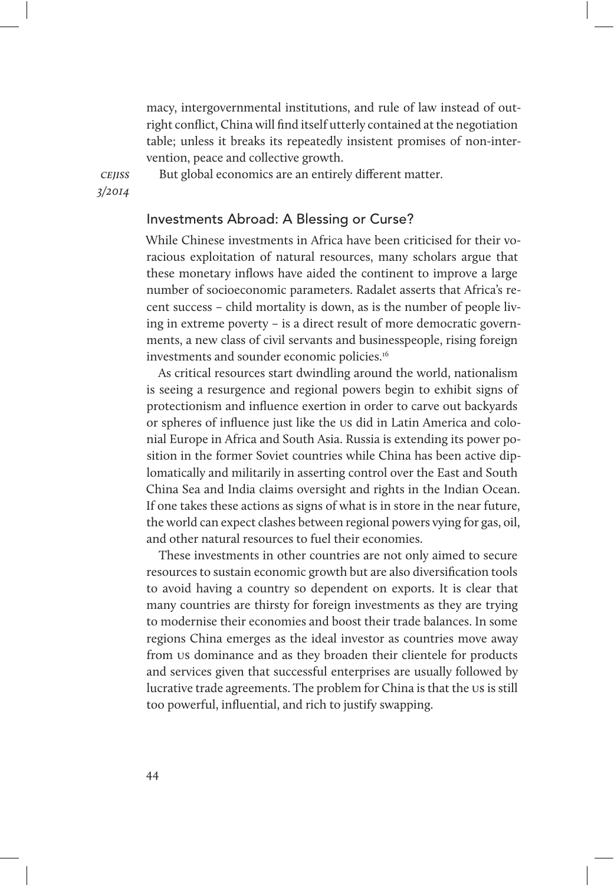macy, intergovernmental institutions, and rule of law instead of outright conflict, China will find itself utterly contained at the negotiation table; unless it breaks its repeatedly insistent promises of non-intervention, peace and collective growth.

But global economics are an entirely different matter.

## Investments Abroad: A Blessing or Curse?

While Chinese investments in Africa have been criticised for their voracious exploitation of natural resources, many scholars argue that these monetary inflows have aided the continent to improve a large number of socioeconomic parameters. Radalet asserts that Africa's recent success – child mortality is down, as is the number of people living in extreme poverty – is a direct result of more democratic governments, a new class of civil servants and businesspeople, rising foreign investments and sounder economic policies.[16]

As critical resources start dwindling around the world, nationalism is seeing a resurgence and regional powers begin to exhibit signs of protectionism and influence exertion in order to carve out backyards or spheres of influence just like the US did in Latin America and colonial Europe in Africa and South Asia. Russia is extending its power position in the former Soviet countries while China has been active diplomatically and militarily in asserting control over the East and South China Sea and India claims oversight and rights in the Indian Ocean. If one takes these actions as signs of what is in store in the near future, the world can expect clashes between regional powers vying for gas, oil, and other natural resources to fuel their economies.

These investments in other countries are not only aimed to secure resources to sustain economic growth but are also diversification tools to avoid having a country so dependent on exports. It is clear that many countries are thirsty for foreign investments as they are trying to modernise their economies and boost their trade balances. In some regions China emerges as the ideal investor as countries move away from US dominance and as they broaden their clientele for products and services given that successful enterprises are usually followed by lucrative trade agreements. The problem for China is that the US is still too powerful, influential, and rich to justify swapping.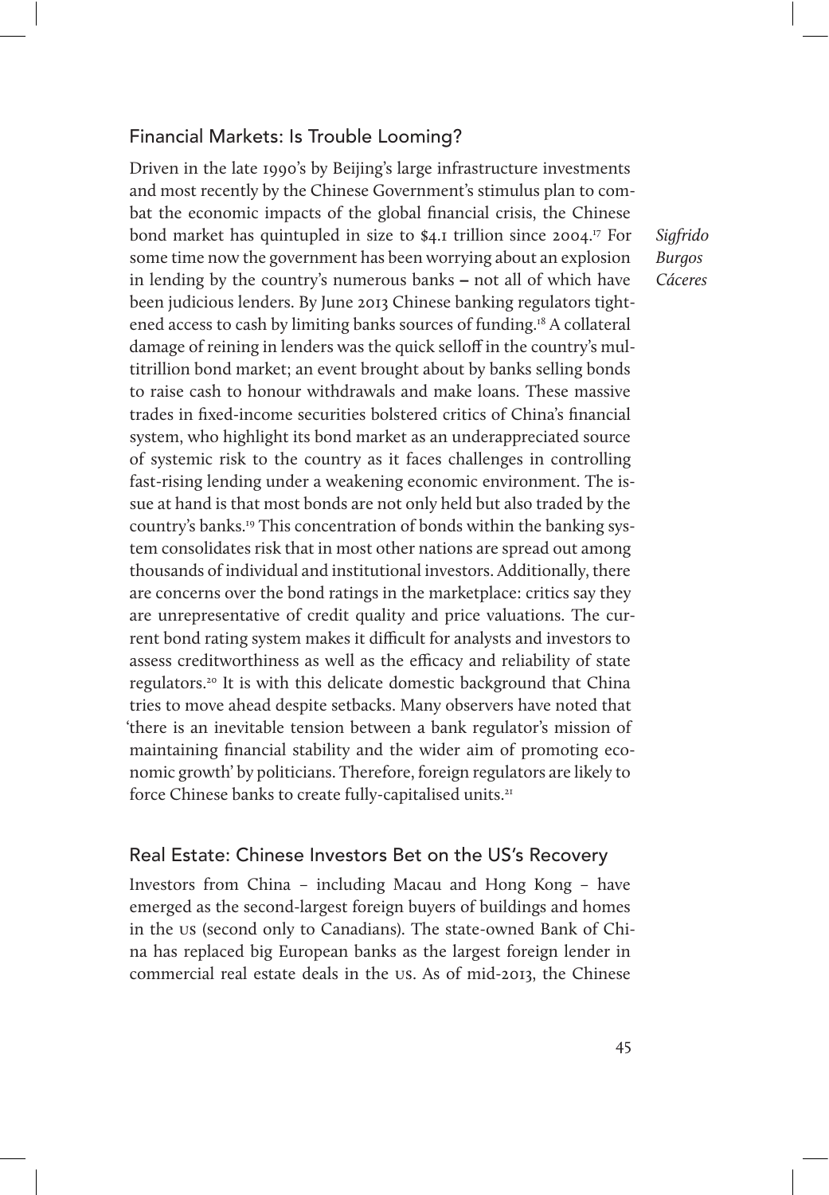## Financial Markets: Is Trouble Looming?

Driven in the late 1990's by Beijing's large infrastructure investments and most recently by the Chinese Government's stimulus plan to combat the economic impacts of the global financial crisis, the Chinese bond market has quintupled in size to $4.1 trillion since 2004.[17] For some time now the government has been worrying about an explosion in lending by the country's numerous banks – not all of which have been judicious lenders. By June 2013 Chinese banking regulators tightened access to cash by limiting banks sources of funding.[18] A collateral damage of reining in lenders was the quick selloff in the country's multitrillion bond market; an event brought about by banks selling bonds to raise cash to honour withdrawals and make loans. These massive trades in fixed-income securities bolstered critics of China's financial system, who highlight its bond market as an underappreciated source of systemic risk to the country as it faces challenges in controlling fast-rising lending under a weakening economic environment. The issue at hand is that most bonds are not only held but also traded by the country's banks.[19] This concentration of bonds within the banking system consolidates risk that in most other nations are spread out among thousands of individual and institutional investors. Additionally, there are concerns over the bond ratings in the marketplace: critics say they are unrepresentative of credit quality and price valuations. The current bond rating system makes it difficult for analysts and investors to assess creditworthiness as well as the efficacy and reliability of state regulators.[20] It is with this delicate domestic background that China tries to move ahead despite setbacks. Many observers have noted that 'there is an inevitable tension between a bank regulator's mission of maintaining financial stability and the wider aim of promoting economic growth' by politicians. Therefore, foreign regulators are likely to force Chinese banks to create fully-capitalised units.[21]

## Real Estate: Chinese Investors Bet on the US's Recovery

Investors from China – including Macau and Hong Kong – have emerged as the second-largest foreign buyers of buildings and homes in the US (second only to Canadians). The state-owned Bank of China has replaced big European banks as the largest foreign lender in commercial real estate deals in the US. As of mid-2013, the Chinese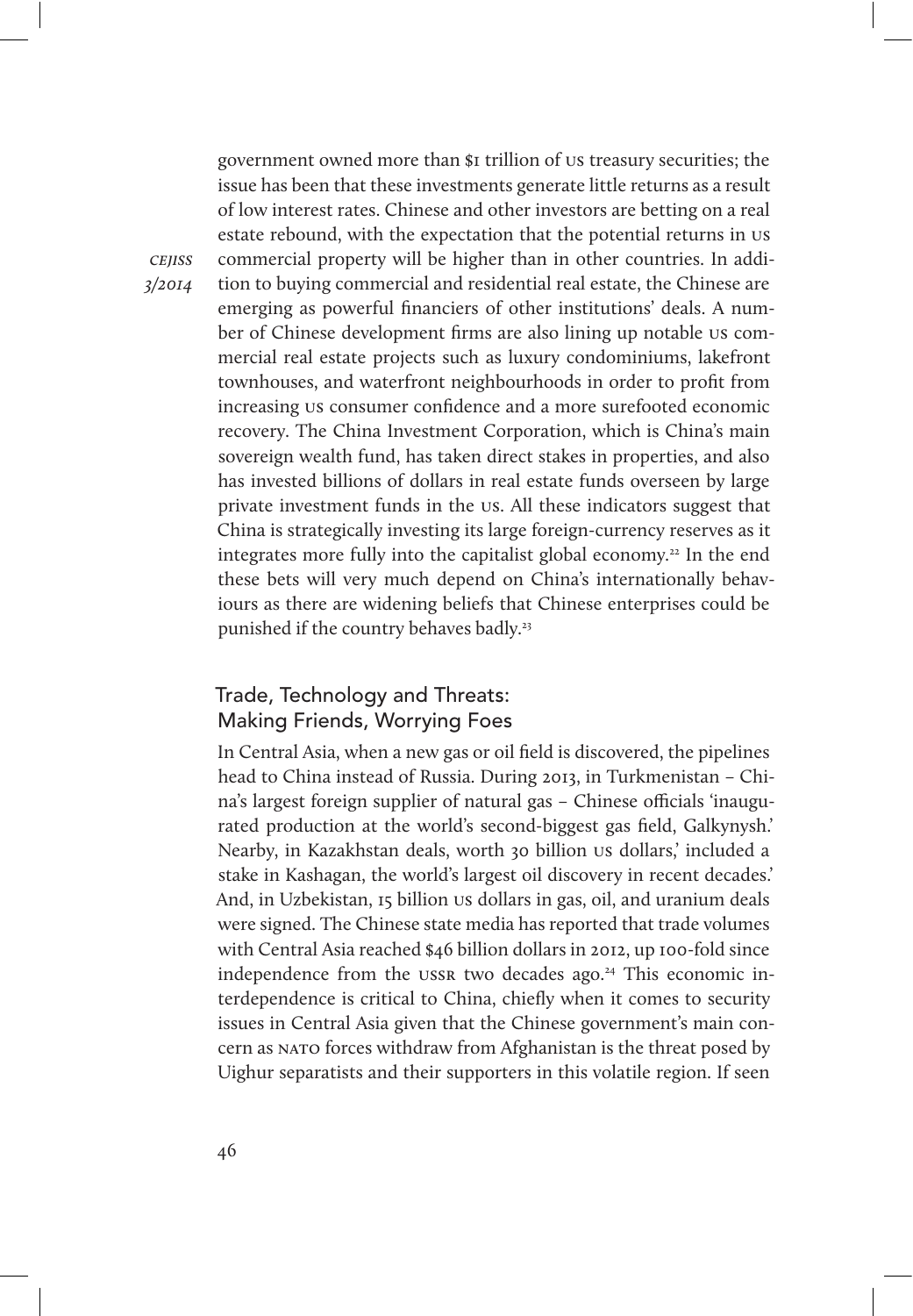government owned more than $1 trillion of US treasury securities; the issue has been that these investments generate little returns as a result of low interest rates. Chinese and other investors are betting on a real estate rebound, with the expectation that the potential returns in US commercial property will be higher than in other countries. In addition to buying commercial and residential real estate, the Chinese are emerging as powerful financiers of other institutions' deals. A number of Chinese development firms are also lining up notable US commercial real estate projects such as luxury condominiums, lakefront townhouses, and waterfront neighbourhoods in order to profit from increasing US consumer confidence and a more surefooted economic recovery. The China Investment Corporation, which is China's main sovereign wealth fund, has taken direct stakes in properties, and also has invested billions of dollars in real estate funds overseen by large private investment funds in the US. All these indicators suggest that China is strategically investing its large foreign-currency reserves as it integrates more fully into the capitalist global economy.[22] In the end these bets will very much depend on China's internationally behaviours as there are widening beliefs that Chinese enterprises could be punished if the country behaves badly.[23]

## Trade, Technology and Threats: Making Friends, Worrying Foes

In Central Asia, when a new gas or oil field is discovered, the pipelines head to China instead of Russia. During 2013, in Turkmenistan – China's largest foreign supplier of natural gas – Chinese officials 'inaugurated production at the world's second-biggest gas field, Galkynysh.' Nearby, in Kazakhstan deals, worth 30 billion US dollars,' included a stake in Kashagan, the world's largest oil discovery in recent decades.' And, in Uzbekistan, 15 billion US dollars in gas, oil, and uranium deals were signed. The Chinese state media has reported that trade volumes with Central Asia reached $46 billion dollars in 2012, up 100-fold since independence from the USSR two decades ago.[24] This economic interdependence is critical to China, chiefly when it comes to security issues in Central Asia given that the Chinese government's main concern as NATO forces withdraw from Afghanistan is the threat posed by Uighur separatists and their supporters in this volatile region. If seen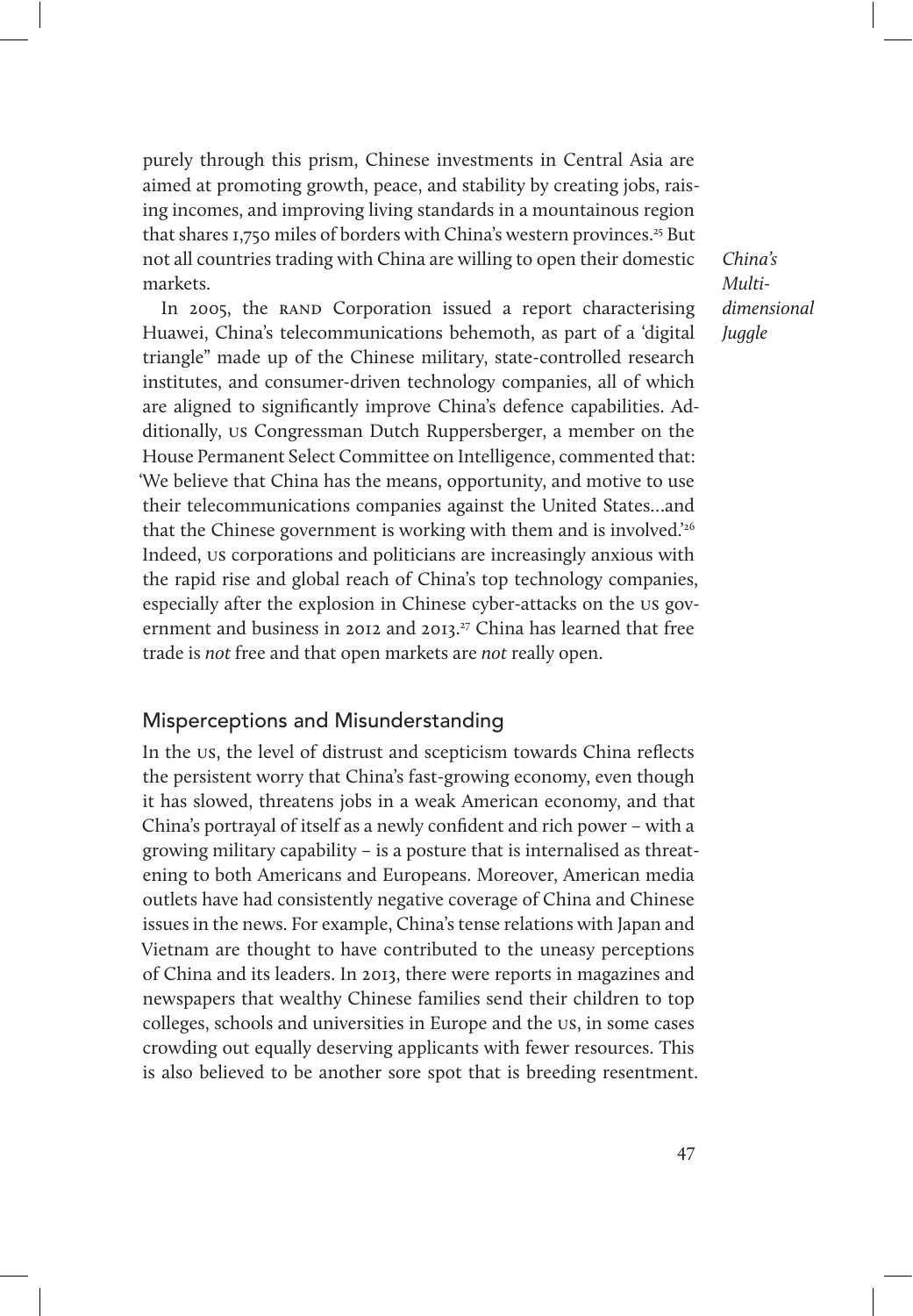purely through this prism, Chinese investments in Central Asia are aimed at promoting growth, peace, and stability by creating jobs, raising incomes, and improving living standards in a mountainous region that shares 1,750 miles of borders with China's western provinces.[25] But not all countries trading with China are willing to open their domestic markets.

In 2005, the RAND Corporation issued a report characterising Huawei, China's telecommunications behemoth, as part of a 'digital triangle" made up of the Chinese military, state-controlled research institutes, and consumer-driven technology companies, all of which are aligned to significantly improve China's defence capabilities. Additionally, US Congressman Dutch Ruppersberger, a member on the House Permanent Select Committee on Intelligence, commented that: 'We believe that China has the means, opportunity, and motive to use their telecommunications companies against the United States...and that the Chinese government is working with them and is involved.'[26] Indeed, US corporations and politicians are increasingly anxious with the rapid rise and global reach of China's top technology companies, especially after the explosion in Chinese cyber-attacks on the US government and business in 2012 and 2013.[27] China has learned that free trade is *not* free and that open markets are *not* really open.

## Misperceptions and Misunderstanding

In the US, the level of distrust and scepticism towards China reflects the persistent worry that China's fast-growing economy, even though it has slowed, threatens jobs in a weak American economy, and that China's portrayal of itself as a newly confident and rich power – with a growing military capability – is a posture that is internalised as threatening to both Americans and Europeans. Moreover, American media outlets have had consistently negative coverage of China and Chinese issues in the news. For example, China's tense relations with Japan and Vietnam are thought to have contributed to the uneasy perceptions of China and its leaders. In 2013, there were reports in magazines and newspapers that wealthy Chinese families send their children to top colleges, schools and universities in Europe and the US, in some cases crowding out equally deserving applicants with fewer resources. This is also believed to be another sore spot that is breeding resentment.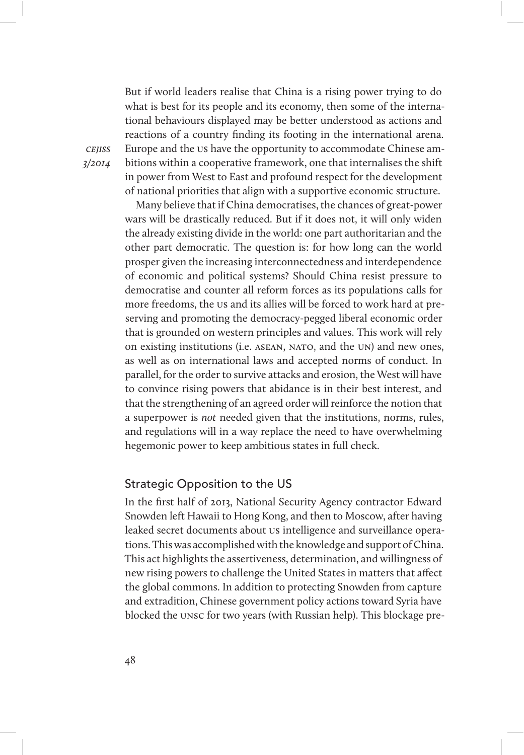But if world leaders realise that China is a rising power trying to do what is best for its people and its economy, then some of the international behaviours displayed may be better understood as actions and reactions of a country finding its footing in the international arena. Europe and the US have the opportunity to accommodate Chinese ambitions within a cooperative framework, one that internalises the shift in power from West to East and profound respect for the development of national priorities that align with a supportive economic structure.

Many believe that if China democratises, the chances of great-power wars will be drastically reduced. But if it does not, it will only widen the already existing divide in the world: one part authoritarian and the other part democratic. The question is: for how long can the world prosper given the increasing interconnectedness and interdependence of economic and political systems? Should China resist pressure to democratise and counter all reform forces as its populations calls for more freedoms, the US and its allies will be forced to work hard at preserving and promoting the democracy-pegged liberal economic order that is grounded on western principles and values. This work will rely on existing institutions (i.e. ASEAN, NATO, and the UN) and new ones, as well as on international laws and accepted norms of conduct. In parallel, for the order to survive attacks and erosion, the West will have to convince rising powers that abidance is in their best interest, and that the strengthening of an agreed order will reinforce the notion that a superpower is *not* needed given that the institutions, norms, rules, and regulations will in a way replace the need to have overwhelming hegemonic power to keep ambitious states in full check.

## Strategic Opposition to the US

In the first half of 2013, National Security Agency contractor Edward Snowden left Hawaii to Hong Kong, and then to Moscow, after having leaked secret documents about US intelligence and surveillance operations. This was accomplished with the knowledge and support of China. This act highlights the assertiveness, determination, and willingness of new rising powers to challenge the United States in matters that affect the global commons. In addition to protecting Snowden from capture and extradition, Chinese government policy actions toward Syria have blocked the UNSC for two years (with Russian help). This blockage pre-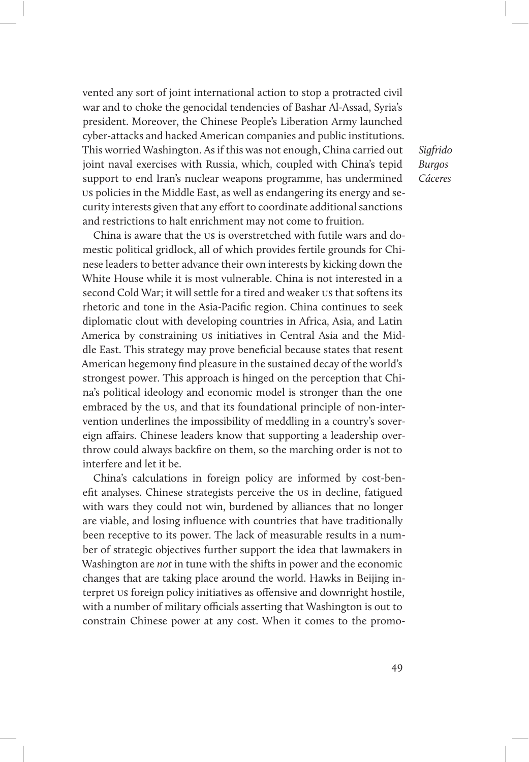vented any sort of joint international action to stop a protracted civil war and to choke the genocidal tendencies of Bashar Al-Assad, Syria's president. Moreover, the Chinese People's Liberation Army launched cyber-attacks and hacked American companies and public institutions. This worried Washington. As if this was not enough, China carried out joint naval exercises with Russia, which, coupled with China's tepid support to end Iran's nuclear weapons programme, has undermined US policies in the Middle East, as well as endangering its energy and security interests given that any effort to coordinate additional sanctions and restrictions to halt enrichment may not come to fruition.

China is aware that the US is overstretched with futile wars and domestic political gridlock, all of which provides fertile grounds for Chinese leaders to better advance their own interests by kicking down the White House while it is most vulnerable. China is not interested in a second Cold War; it will settle for a tired and weaker US that softens its rhetoric and tone in the Asia-Pacific region. China continues to seek diplomatic clout with developing countries in Africa, Asia, and Latin America by constraining US initiatives in Central Asia and the Middle East. This strategy may prove beneficial because states that resent American hegemony find pleasure in the sustained decay of the world's strongest power. This approach is hinged on the perception that China's political ideology and economic model is stronger than the one embraced by the US, and that its foundational principle of non-intervention underlines the impossibility of meddling in a country's sovereign affairs. Chinese leaders know that supporting a leadership overthrow could always backfire on them, so the marching order is not to interfere and let it be.

China's calculations in foreign policy are informed by cost-benefit analyses. Chinese strategists perceive the US in decline, fatigued with wars they could not win, burdened by alliances that no longer are viable, and losing influence with countries that have traditionally been receptive to its power. The lack of measurable results in a number of strategic objectives further support the idea that lawmakers in Washington are *not* in tune with the shifts in power and the economic changes that are taking place around the world. Hawks in Beijing interpret US foreign policy initiatives as offensive and downright hostile, with a number of military officials asserting that Washington is out to constrain Chinese power at any cost. When it comes to the promo-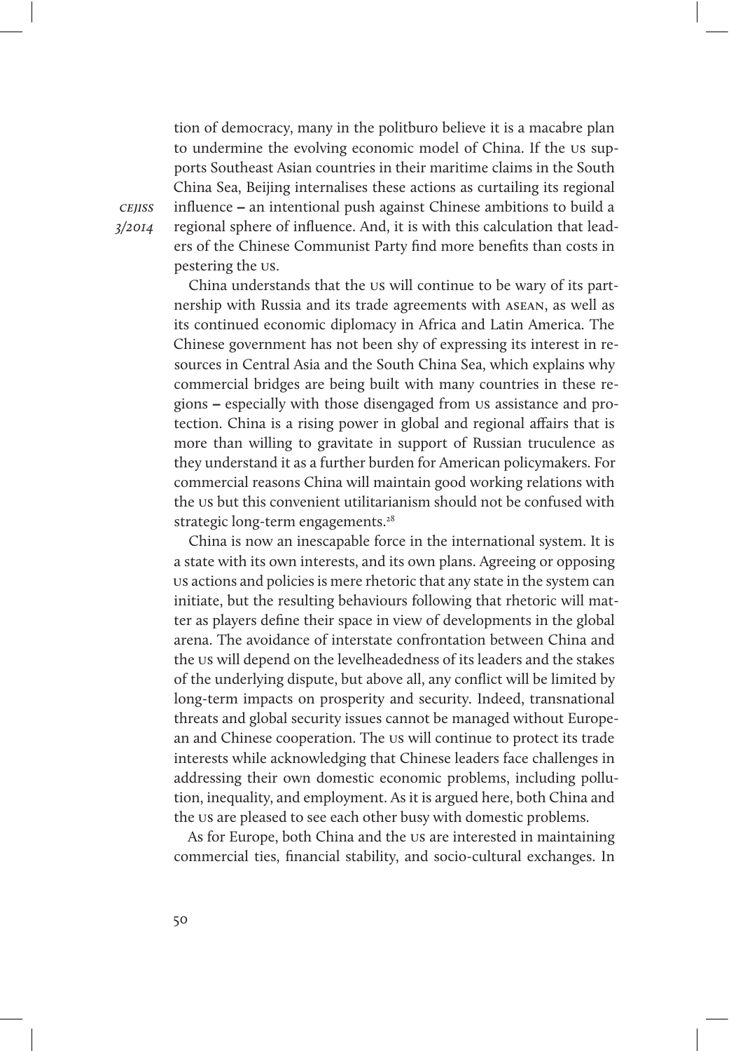tion of democracy, many in the politburo believe it is a macabre plan to undermine the evolving economic model of China. If the US supports Southeast Asian countries in their maritime claims in the South China Sea, Beijing internalises these actions as curtailing its regional influence – an intentional push against Chinese ambitions to build a regional sphere of influence. And, it is with this calculation that leaders of the Chinese Communist Party find more benefits than costs in pestering the US.

China understands that the US will continue to be wary of its partnership with Russia and its trade agreements with ASEAN, as well as its continued economic diplomacy in Africa and Latin America. The Chinese government has not been shy of expressing its interest in resources in Central Asia and the South China Sea, which explains why commercial bridges are being built with many countries in these regions – especially with those disengaged from US assistance and protection. China is a rising power in global and regional affairs that is more than willing to gravitate in support of Russian truculence as they understand it as a further burden for American policymakers. For commercial reasons China will maintain good working relations with the US but this convenient utilitarianism should not be confused with strategic long-term engagements.[28]

China is now an inescapable force in the international system. It is a state with its own interests, and its own plans. Agreeing or opposing US actions and policies is mere rhetoric that any state in the system can initiate, but the resulting behaviours following that rhetoric will matter as players define their space in view of developments in the global arena. The avoidance of interstate confrontation between China and the US will depend on the levelheadedness of its leaders and the stakes of the underlying dispute, but above all, any conflict will be limited by long-term impacts on prosperity and security. Indeed, transnational threats and global security issues cannot be managed without European and Chinese cooperation. The US will continue to protect its trade interests while acknowledging that Chinese leaders face challenges in addressing their own domestic economic problems, including pollution, inequality, and employment. As it is argued here, both China and the US are pleased to see each other busy with domestic problems.

As for Europe, both China and the US are interested in maintaining commercial ties, financial stability, and socio-cultural exchanges. In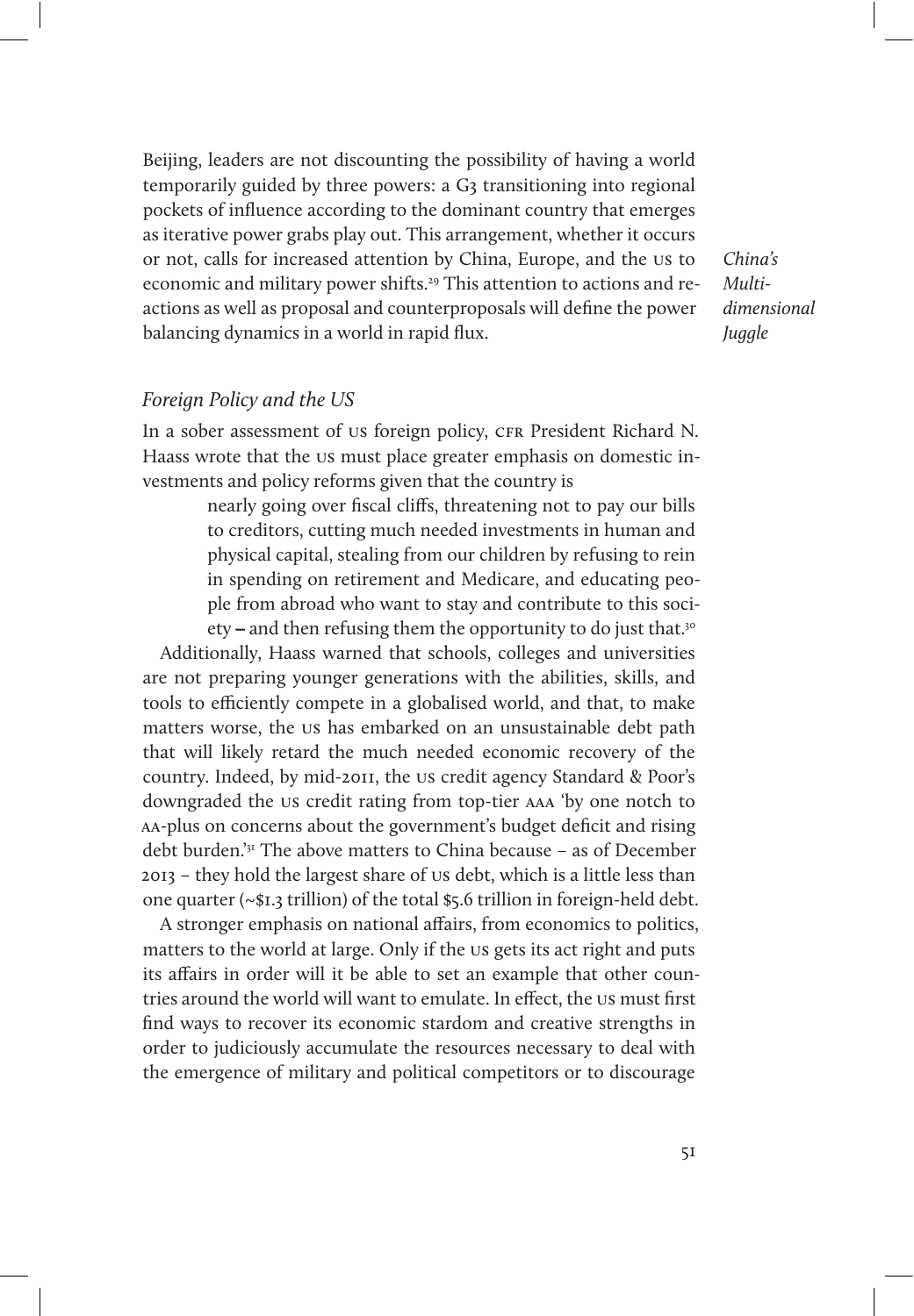Beijing, leaders are not discounting the possibility of having a world temporarily guided by three powers: a G3 transitioning into regional pockets of influence according to the dominant country that emerges as iterative power grabs play out. This arrangement, whether it occurs or not, calls for increased attention by China, Europe, and the US to economic and military power shifts.[29] This attention to actions and reactions as well as proposal and counterproposals will define the power balancing dynamics in a world in rapid flux.

### *Foreign Policy and the US*

In a sober assessment of US foreign policy, CFR President Richard N. Haass wrote that the US must place greater emphasis on domestic investments and policy reforms given that the country is

> nearly going over fiscal cliffs, threatening not to pay our bills to creditors, cutting much needed investments in human and physical capital, stealing from our children by refusing to rein in spending on retirement and Medicare, and educating people from abroad who want to stay and contribute to this society – and then refusing them the opportunity to do just that.[30]

Additionally, Haass warned that schools, colleges and universities are not preparing younger generations with the abilities, skills, and tools to efficiently compete in a globalised world, and that, to make matters worse, the US has embarked on an unsustainable debt path that will likely retard the much needed economic recovery of the country. Indeed, by mid-2011, the US credit agency Standard & Poor's downgraded the US credit rating from top-tier AAA 'by one notch to AA-plus on concerns about the government's budget deficit and rising debt burden.'[31] The above matters to China because – as of December 2013 – they hold the largest share of US debt, which is a little less than one quarter (~$1.3 trillion) of the total $5.6 trillion in foreign-held debt.

A stronger emphasis on national affairs, from economics to politics, matters to the world at large. Only if the US gets its act right and puts its affairs in order will it be able to set an example that other countries around the world will want to emulate. In effect, the US must first find ways to recover its economic stardom and creative strengths in order to judiciously accumulate the resources necessary to deal with the emergence of military and political competitors or to discourage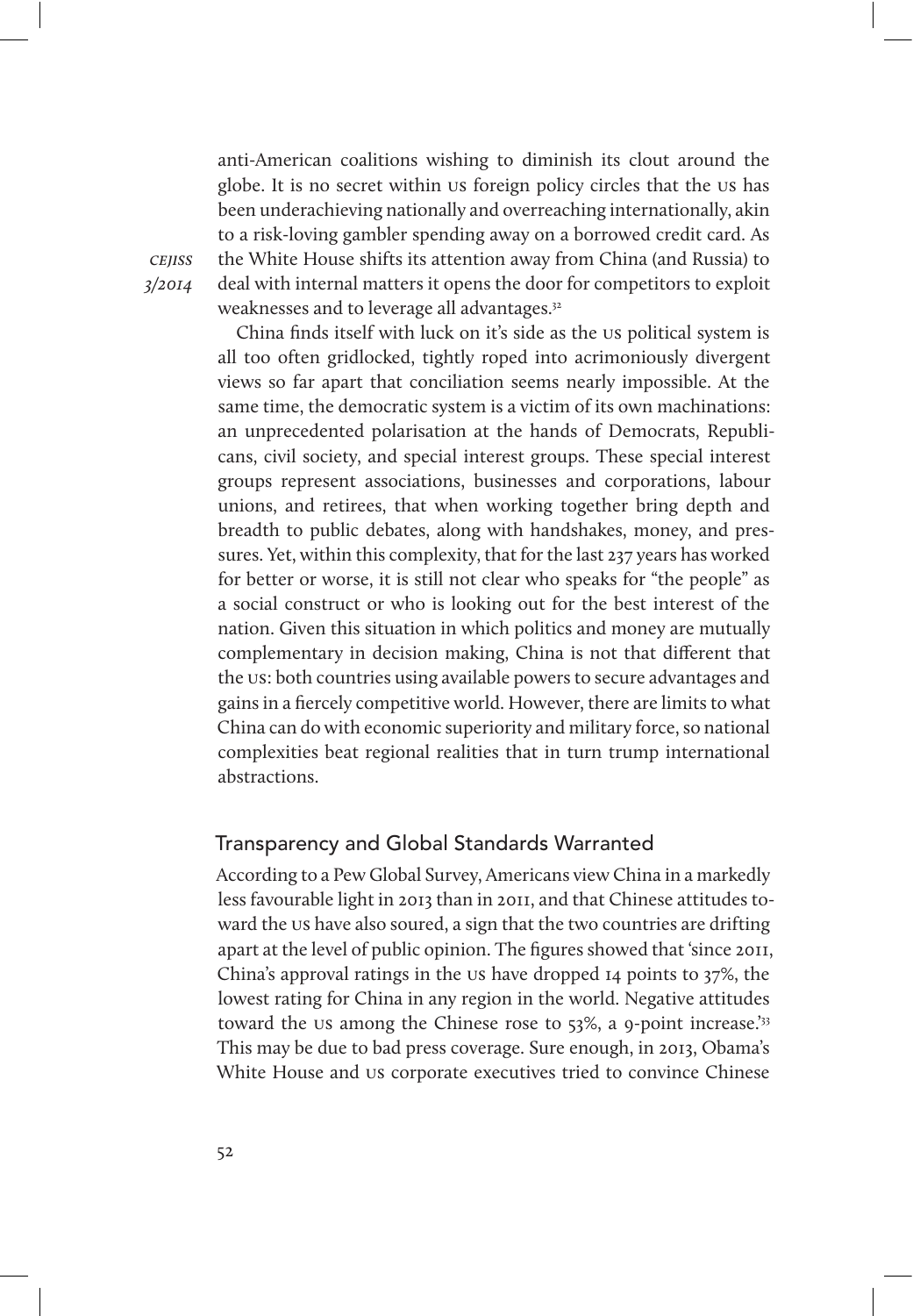anti-American coalitions wishing to diminish its clout around the globe. It is no secret within US foreign policy circles that the US has been underachieving nationally and overreaching internationally, akin to a risk-loving gambler spending away on a borrowed credit card. As the White House shifts its attention away from China (and Russia) to deal with internal matters it opens the door for competitors to exploit weaknesses and to leverage all advantages.[32]

China finds itself with luck on it's side as the US political system is all too often gridlocked, tightly roped into acrimoniously divergent views so far apart that conciliation seems nearly impossible. At the same time, the democratic system is a victim of its own machinations: an unprecedented polarisation at the hands of Democrats, Republicans, civil society, and special interest groups. These special interest groups represent associations, businesses and corporations, labour unions, and retirees, that when working together bring depth and breadth to public debates, along with handshakes, money, and pressures. Yet, within this complexity, that for the last 237 years has worked for better or worse, it is still not clear who speaks for "the people" as a social construct or who is looking out for the best interest of the nation. Given this situation in which politics and money are mutually complementary in decision making, China is not that different that the US: both countries using available powers to secure advantages and gains in a fiercely competitive world. However, there are limits to what China can do with economic superiority and military force, so national complexities beat regional realities that in turn trump international abstractions.

## Transparency and Global Standards Warranted

According to a Pew Global Survey, Americans view China in a markedly less favourable light in 2013 than in 2011, and that Chinese attitudes toward the US have also soured, a sign that the two countries are drifting apart at the level of public opinion. The figures showed that 'since 2011, China's approval ratings in the US have dropped 14 points to 37%, the lowest rating for China in any region in the world. Negative attitudes toward the US among the Chinese rose to 53%, a 9-point increase.'[33] This may be due to bad press coverage. Sure enough, in 2013, Obama's White House and US corporate executives tried to convince Chinese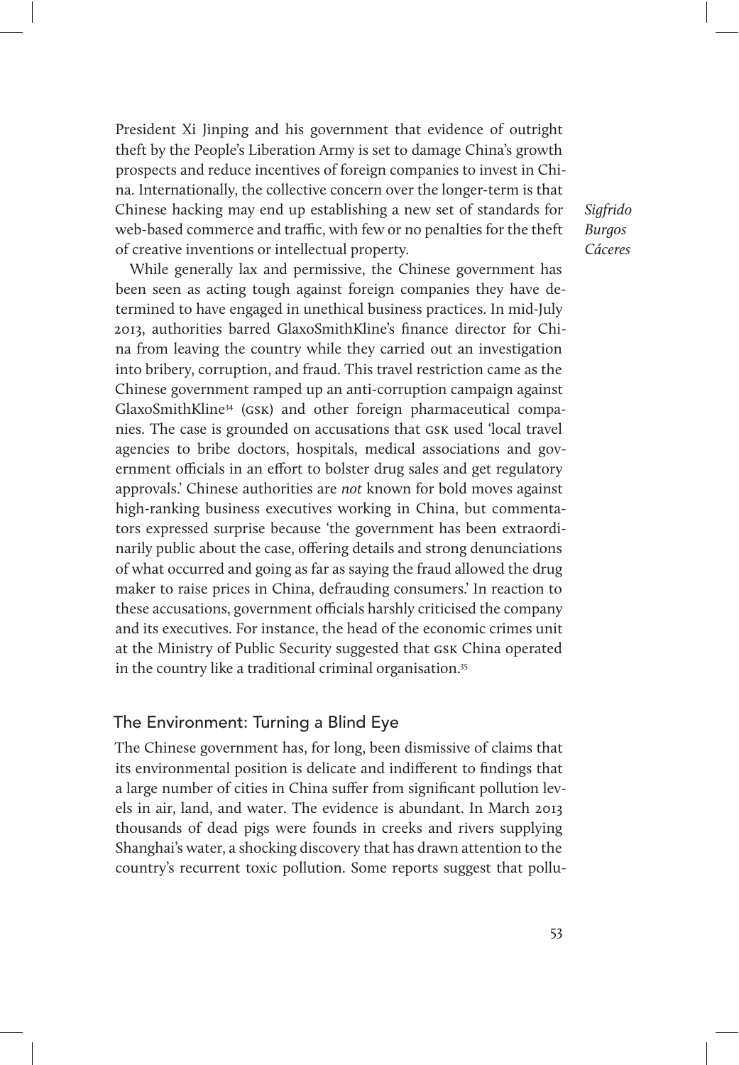President Xi Jinping and his government that evidence of outright theft by the People's Liberation Army is set to damage China's growth prospects and reduce incentives of foreign companies to invest in China. Internationally, the collective concern over the longer-term is that Chinese hacking may end up establishing a new set of standards for web-based commerce and traffic, with few or no penalties for the theft of creative inventions or intellectual property.

While generally lax and permissive, the Chinese government has been seen as acting tough against foreign companies they have determined to have engaged in unethical business practices. In mid-July 2013, authorities barred GlaxoSmithKline's finance director for China from leaving the country while they carried out an investigation into bribery, corruption, and fraud. This travel restriction came as the Chinese government ramped up an anti-corruption campaign against GlaxoSmithKline[34] (GSK) and other foreign pharmaceutical companies. The case is grounded on accusations that GSK used 'local travel agencies to bribe doctors, hospitals, medical associations and government officials in an effort to bolster drug sales and get regulatory approvals.' Chinese authorities are *not* known for bold moves against high-ranking business executives working in China, but commentators expressed surprise because 'the government has been extraordinarily public about the case, offering details and strong denunciations of what occurred and going as far as saying the fraud allowed the drug maker to raise prices in China, defrauding consumers.' In reaction to these accusations, government officials harshly criticised the company and its executives. For instance, the head of the economic crimes unit at the Ministry of Public Security suggested that GSK China operated in the country like a traditional criminal organisation.[35]

## The Environment: Turning a Blind Eye

The Chinese government has, for long, been dismissive of claims that its environmental position is delicate and indifferent to findings that a large number of cities in China suffer from significant pollution levels in air, land, and water. The evidence is abundant. In March 2013 thousands of dead pigs were founds in creeks and rivers supplying Shanghai's water, a shocking discovery that has drawn attention to the country's recurrent toxic pollution. Some reports suggest that pollu-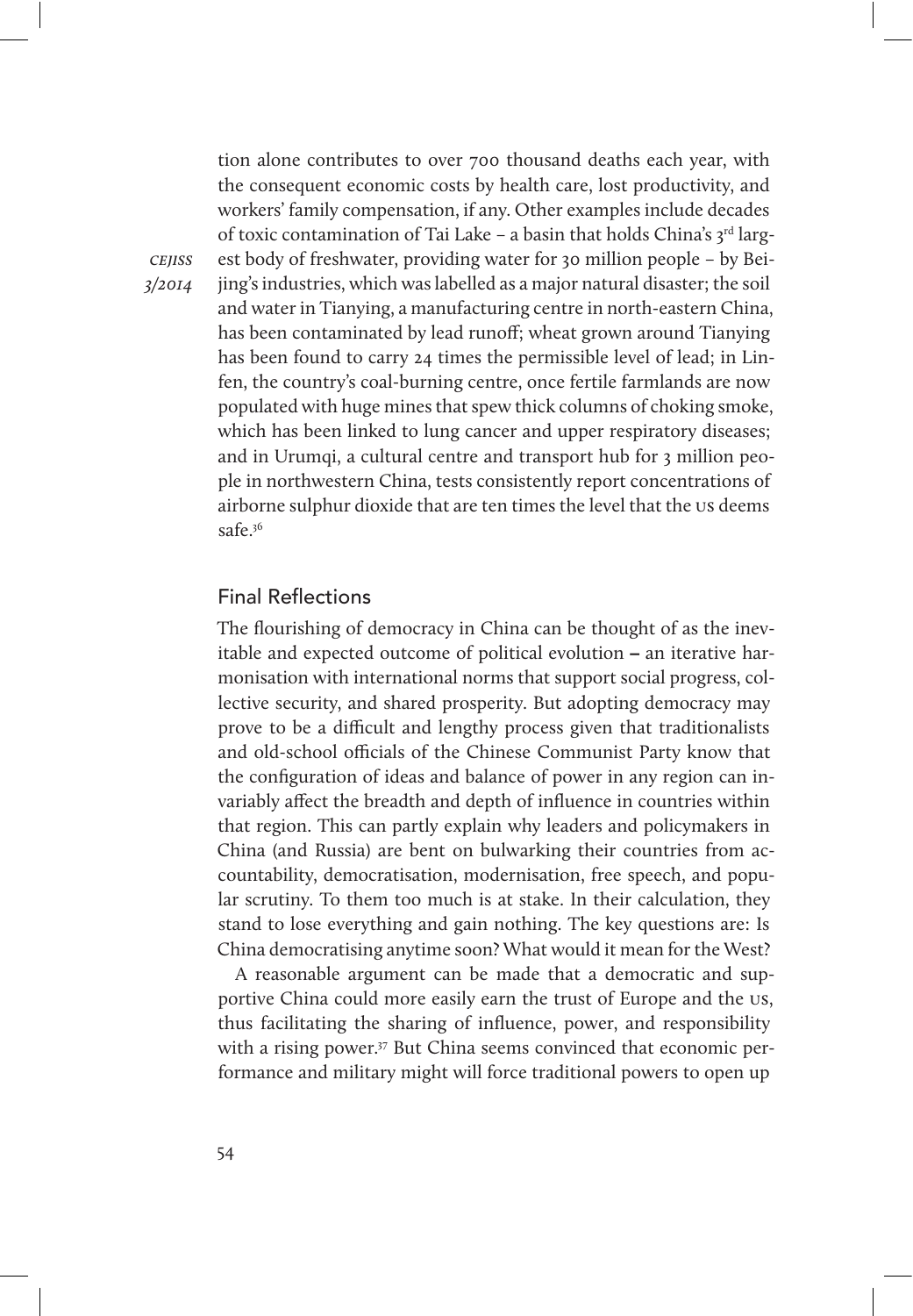tion alone contributes to over 700 thousand deaths each year, with the consequent economic costs by health care, lost productivity, and workers' family compensation, if any. Other examples include decades of toxic contamination of Tai Lake – a basin that holds China's 3rd largest body of freshwater, providing water for 30 million people – by Beijing's industries, which was labelled as a major natural disaster; the soil and water in Tianying, a manufacturing centre in north-eastern China, has been contaminated by lead runoff; wheat grown around Tianying has been found to carry 24 times the permissible level of lead; in Linfen, the country's coal-burning centre, once fertile farmlands are now populated with huge mines that spew thick columns of choking smoke, which has been linked to lung cancer and upper respiratory diseases; and in Urumqi, a cultural centre and transport hub for 3 million people in northwestern China, tests consistently report concentrations of airborne sulphur dioxide that are ten times the level that the US deems safe.[36]

## Final Reflections

The flourishing of democracy in China can be thought of as the inevitable and expected outcome of political evolution – an iterative harmonisation with international norms that support social progress, collective security, and shared prosperity. But adopting democracy may prove to be a difficult and lengthy process given that traditionalists and old-school officials of the Chinese Communist Party know that the configuration of ideas and balance of power in any region can invariably affect the breadth and depth of influence in countries within that region. This can partly explain why leaders and policymakers in China (and Russia) are bent on bulwarking their countries from accountability, democratisation, modernisation, free speech, and popular scrutiny. To them too much is at stake. In their calculation, they stand to lose everything and gain nothing. The key questions are: Is China democratising anytime soon? What would it mean for the West?

A reasonable argument can be made that a democratic and supportive China could more easily earn the trust of Europe and the US, thus facilitating the sharing of influence, power, and responsibility with a rising power.[37] But China seems convinced that economic performance and military might will force traditional powers to open up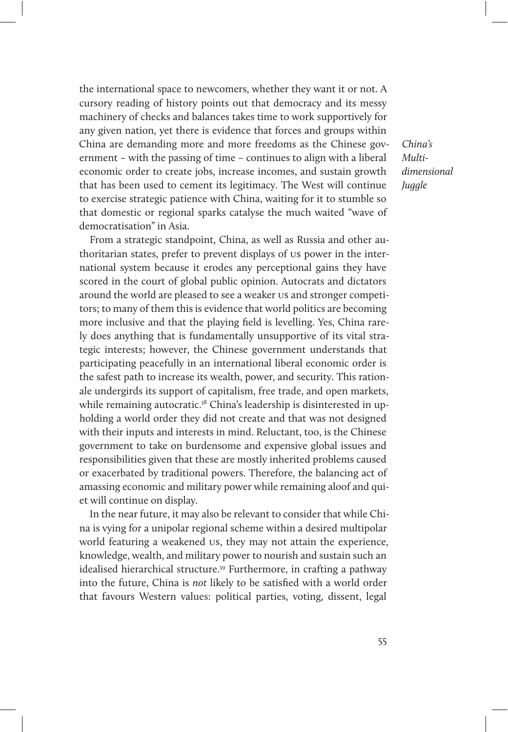the international space to newcomers, whether they want it or not. A cursory reading of history points out that democracy and its messy machinery of checks and balances takes time to work supportively for any given nation, yet there is evidence that forces and groups within China are demanding more and more freedoms as the Chinese government – with the passing of time – continues to align with a liberal economic order to create jobs, increase incomes, and sustain growth that has been used to cement its legitimacy. The West will continue to exercise strategic patience with China, waiting for it to stumble so that domestic or regional sparks catalyse the much waited "wave of democratisation" in Asia.

From a strategic standpoint, China, as well as Russia and other authoritarian states, prefer to prevent displays of US power in the international system because it erodes any perceptional gains they have scored in the court of global public opinion. Autocrats and dictators around the world are pleased to see a weaker US and stronger competitors; to many of them this is evidence that world politics are becoming more inclusive and that the playing field is levelling. Yes, China rarely does anything that is fundamentally unsupportive of its vital strategic interests; however, the Chinese government understands that participating peacefully in an international liberal economic order is the safest path to increase its wealth, power, and security. This rationale undergirds its support of capitalism, free trade, and open markets, while remaining autocratic.[38] China's leadership is disinterested in upholding a world order they did not create and that was not designed with their inputs and interests in mind. Reluctant, too, is the Chinese government to take on burdensome and expensive global issues and responsibilities given that these are mostly inherited problems caused or exacerbated by traditional powers. Therefore, the balancing act of amassing economic and military power while remaining aloof and quiet will continue on display.

In the near future, it may also be relevant to consider that while China is vying for a unipolar regional scheme within a desired multipolar world featuring a weakened US, they may not attain the experience, knowledge, wealth, and military power to nourish and sustain such an idealised hierarchical structure.[39] Furthermore, in crafting a pathway into the future, China is *not* likely to be satisfied with a world order that favours Western values: political parties, voting, dissent, legal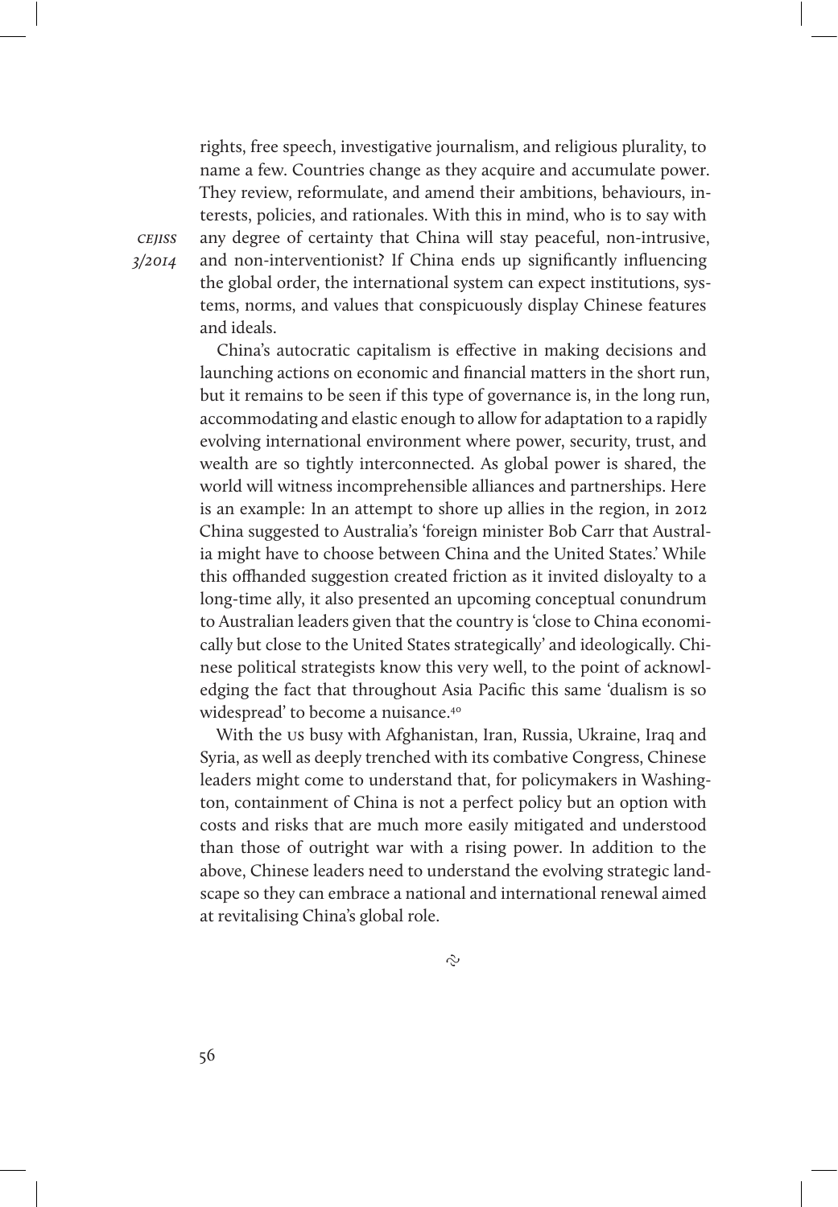rights, free speech, investigative journalism, and religious plurality, to name a few. Countries change as they acquire and accumulate power. They review, reformulate, and amend their ambitions, behaviours, interests, policies, and rationales. With this in mind, who is to say with any degree of certainty that China will stay peaceful, non-intrusive, and non-interventionist? If China ends up significantly influencing the global order, the international system can expect institutions, systems, norms, and values that conspicuously display Chinese features and ideals.

China's autocratic capitalism is effective in making decisions and launching actions on economic and financial matters in the short run, but it remains to be seen if this type of governance is, in the long run, accommodating and elastic enough to allow for adaptation to a rapidly evolving international environment where power, security, trust, and wealth are so tightly interconnected. As global power is shared, the world will witness incomprehensible alliances and partnerships. Here is an example: In an attempt to shore up allies in the region, in 2012 China suggested to Australia's 'foreign minister Bob Carr that Australia might have to choose between China and the United States.' While this offhanded suggestion created friction as it invited disloyalty to a long-time ally, it also presented an upcoming conceptual conundrum to Australian leaders given that the country is 'close to China economically but close to the United States strategically' and ideologically. Chinese political strategists know this very well, to the point of acknowledging the fact that throughout Asia Pacific this same 'dualism is so widespread' to become a nuisance.[40]

With the US busy with Afghanistan, Iran, Russia, Ukraine, Iraq and Syria, as well as deeply trenched with its combative Congress, Chinese leaders might come to understand that, for policymakers in Washington, containment of China is not a perfect policy but an option with costs and risks that are much more easily mitigated and understood than those of outright war with a rising power. In addition to the above, Chinese leaders need to understand the evolving strategic landscape so they can embrace a national and international renewal aimed at revitalising China's global role.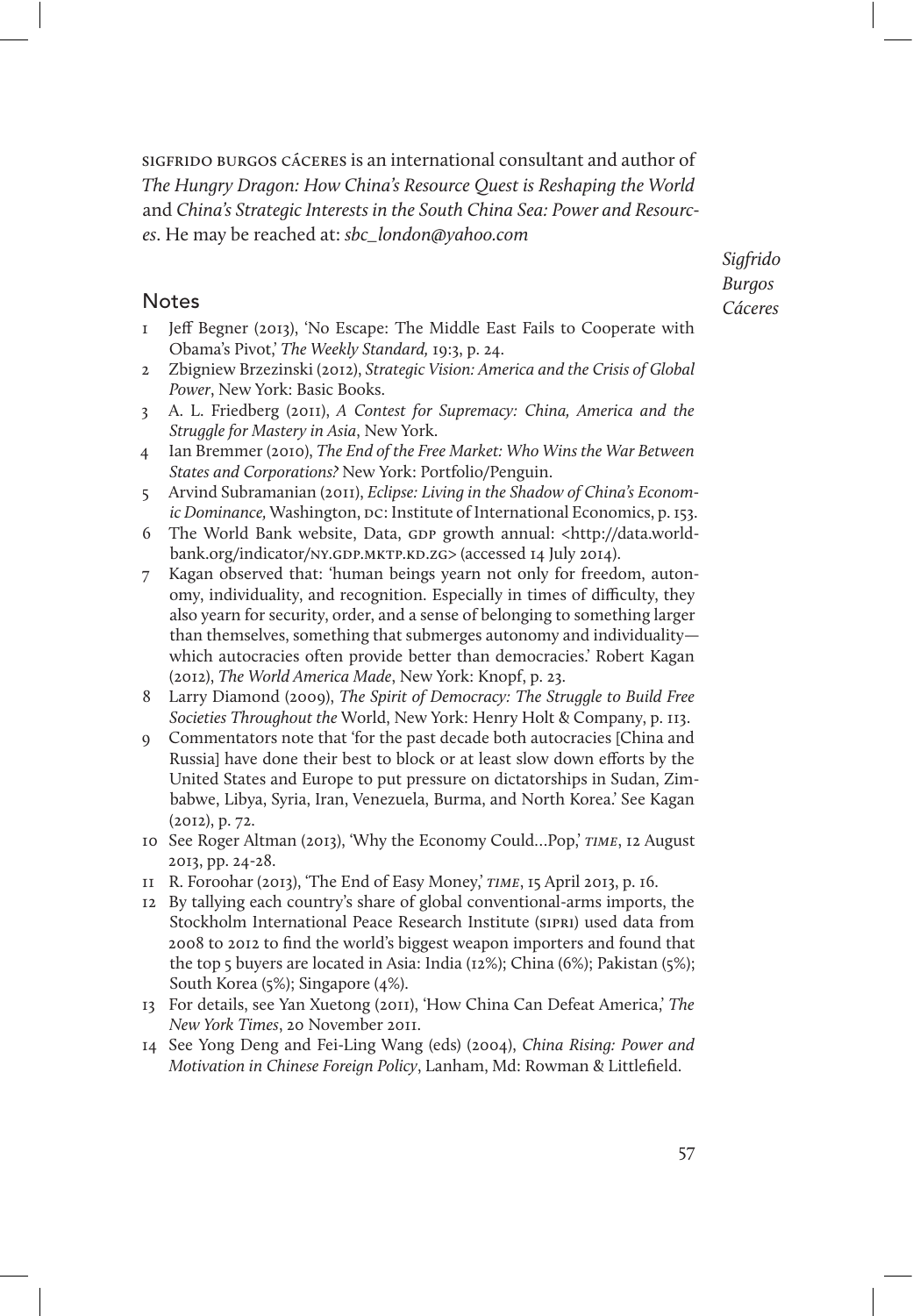Sigfrido Burgos Cáceres is an international consultant and author of *The Hungry Dragon: How China's Resource Quest is Reshaping the World* and *China's Strategic Interests in the South China Sea: Power and Resources*. He may be reached at: *sbc_london@yahoo.com*

## Notes

1. Jeff Begner (2013), 'No Escape: The Middle East Fails to Cooperate with Obama's Pivot,' *The Weekly Standard,* 19:3, p. 24.
2. Zbigniew Brzezinski (2012), *Strategic Vision: America and the Crisis of Global Power*, New York: Basic Books.
3. A. L. Friedberg (2011), *A Contest for Supremacy: China, America and the Struggle for Mastery in Asia*, New York.
4. Ian Bremmer (2010), *The End of the Free Market: Who Wins the War Between States and Corporations?* New York: Portfolio/Penguin.
5. Arvind Subramanian (2011), *Eclipse: Living in the Shadow of China's Economic Dominance,* Washington, DC: Institute of International Economics, p. 153.
6. The World Bank website, Data, GDP growth annual: <http://data.worldbank.org/indicator/NY.GDP.MKTP.KD.ZG> (accessed 14 July 2014).
7. Kagan observed that: 'human beings yearn not only for freedom, autonomy, individuality, and recognition. Especially in times of difficulty, they also yearn for security, order, and a sense of belonging to something larger than themselves, something that submerges autonomy and individuality—which autocracies often provide better than democracies.' Robert Kagan (2012), *The World America Made*, New York: Knopf, p. 23.
8. Larry Diamond (2009), *The Spirit of Democracy: The Struggle to Build Free Societies Throughout the* World, New York: Henry Holt & Company, p. 113.
9. Commentators note that 'for the past decade both autocracies [China and Russia] have done their best to block or at least slow down efforts by the United States and Europe to put pressure on dictatorships in Sudan, Zimbabwe, Libya, Syria, Iran, Venezuela, Burma, and North Korea.' See Kagan (2012), p. 72.
10. See Roger Altman (2013), 'Why the Economy Could…Pop,' *TIME*, 12 August 2013, pp. 24-28.
11. R. Foroohar (2013), 'The End of Easy Money,' *TIME*, 15 April 2013, p. 16.
12. By tallying each country's share of global conventional-arms imports, the Stockholm International Peace Research Institute (SIPRI) used data from 2008 to 2012 to find the world's biggest weapon importers and found that the top 5 buyers are located in Asia: India (12%); China (6%); Pakistan (5%); South Korea (5%); Singapore (4%).
13. For details, see Yan Xuetong (2011), 'How China Can Defeat America,' *The New York Times*, 20 November 2011.
14. See Yong Deng and Fei-Ling Wang (eds) (2004), *China Rising: Power and Motivation in Chinese Foreign Policy*, Lanham, Md: Rowman & Littlefield.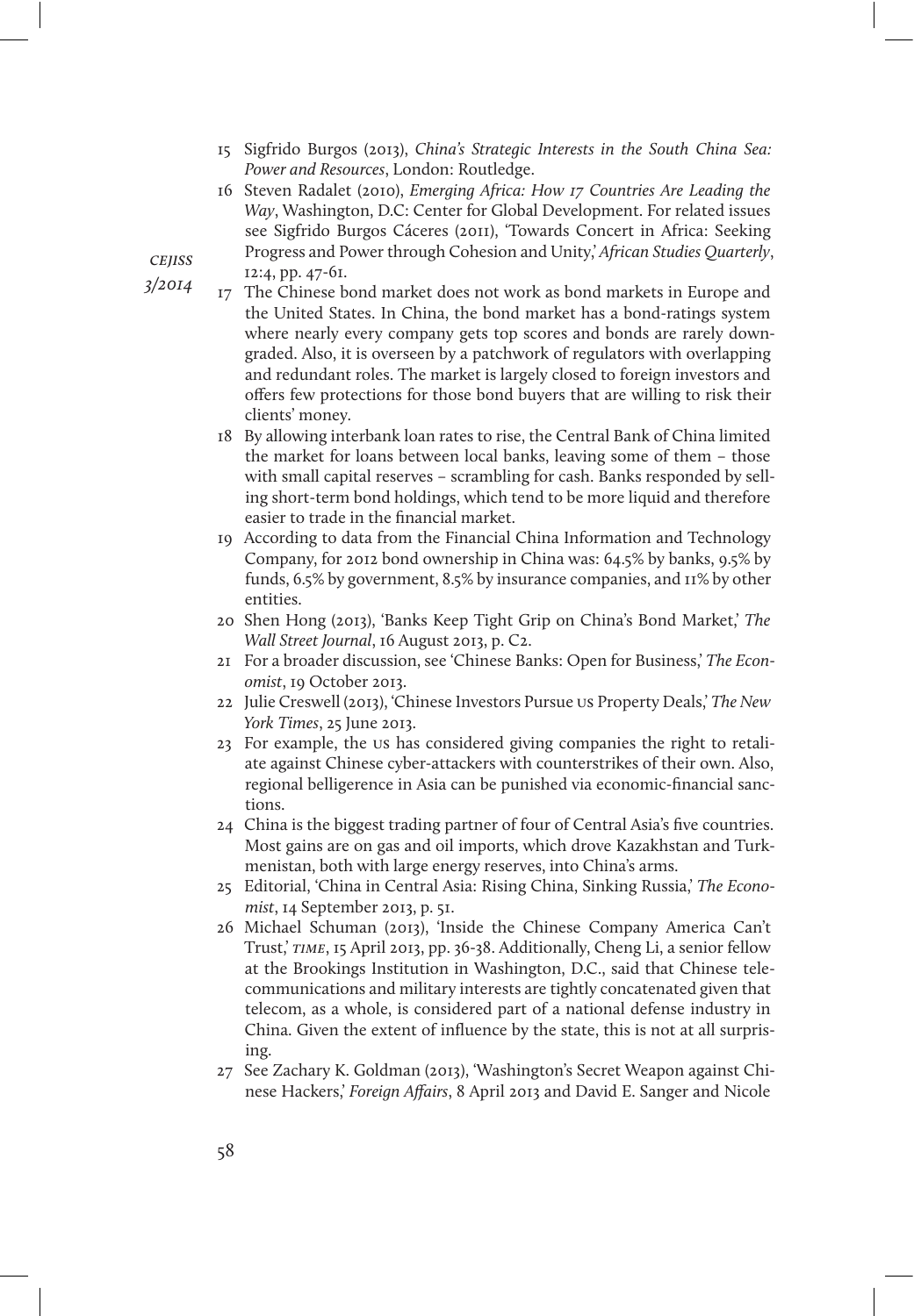15 Sigfrido Burgos (2013), *China's Strategic Interests in the South China Sea: Power and Resources*, London: Routledge.

16 Steven Radalet (2010), *Emerging Africa: How 17 Countries Are Leading the Way*, Washington, D.C: Center for Global Development. For related issues see Sigfrido Burgos Cáceres (2011), 'Towards Concert in Africa: Seeking Progress and Power through Cohesion and Unity,' *African Studies Quarterly*, 12:4, pp. 47-61.

17 The Chinese bond market does not work as bond markets in Europe and the United States. In China, the bond market has a bond-ratings system where nearly every company gets top scores and bonds are rarely downgraded. Also, it is overseen by a patchwork of regulators with overlapping and redundant roles. The market is largely closed to foreign investors and offers few protections for those bond buyers that are willing to risk their clients' money.

18 By allowing interbank loan rates to rise, the Central Bank of China limited the market for loans between local banks, leaving some of them – those with small capital reserves – scrambling for cash. Banks responded by selling short-term bond holdings, which tend to be more liquid and therefore easier to trade in the financial market.

19 According to data from the Financial China Information and Technology Company, for 2012 bond ownership in China was: 64.5% by banks, 9.5% by funds, 6.5% by government, 8.5% by insurance companies, and 11% by other entities.

20 Shen Hong (2013), 'Banks Keep Tight Grip on China's Bond Market,' *The Wall Street Journal*, 16 August 2013, p. C2.

21 For a broader discussion, see 'Chinese Banks: Open for Business,' *The Economist*, 19 October 2013.

22 Julie Creswell (2013), 'Chinese Investors Pursue US Property Deals,' *The New York Times*, 25 June 2013.

23 For example, the US has considered giving companies the right to retaliate against Chinese cyber-attackers with counterstrikes of their own. Also, regional belligerence in Asia can be punished via economic-financial sanctions.

24 China is the biggest trading partner of four of Central Asia's five countries. Most gains are on gas and oil imports, which drove Kazakhstan and Turkmenistan, both with large energy reserves, into China's arms.

25 Editorial, 'China in Central Asia: Rising China, Sinking Russia,' *The Economist*, 14 September 2013, p. 51.

26 Michael Schuman (2013), 'Inside the Chinese Company America Can't Trust,' *TIME*, 15 April 2013, pp. 36-38. Additionally, Cheng Li, a senior fellow at the Brookings Institution in Washington, D.C., said that Chinese telecommunications and military interests are tightly concatenated given that telecom, as a whole, is considered part of a national defense industry in China. Given the extent of influence by the state, this is not at all surprising.

27 See Zachary K. Goldman (2013), 'Washington's Secret Weapon against Chinese Hackers,' *Foreign Affairs*, 8 April 2013 and David E. Sanger and Nicole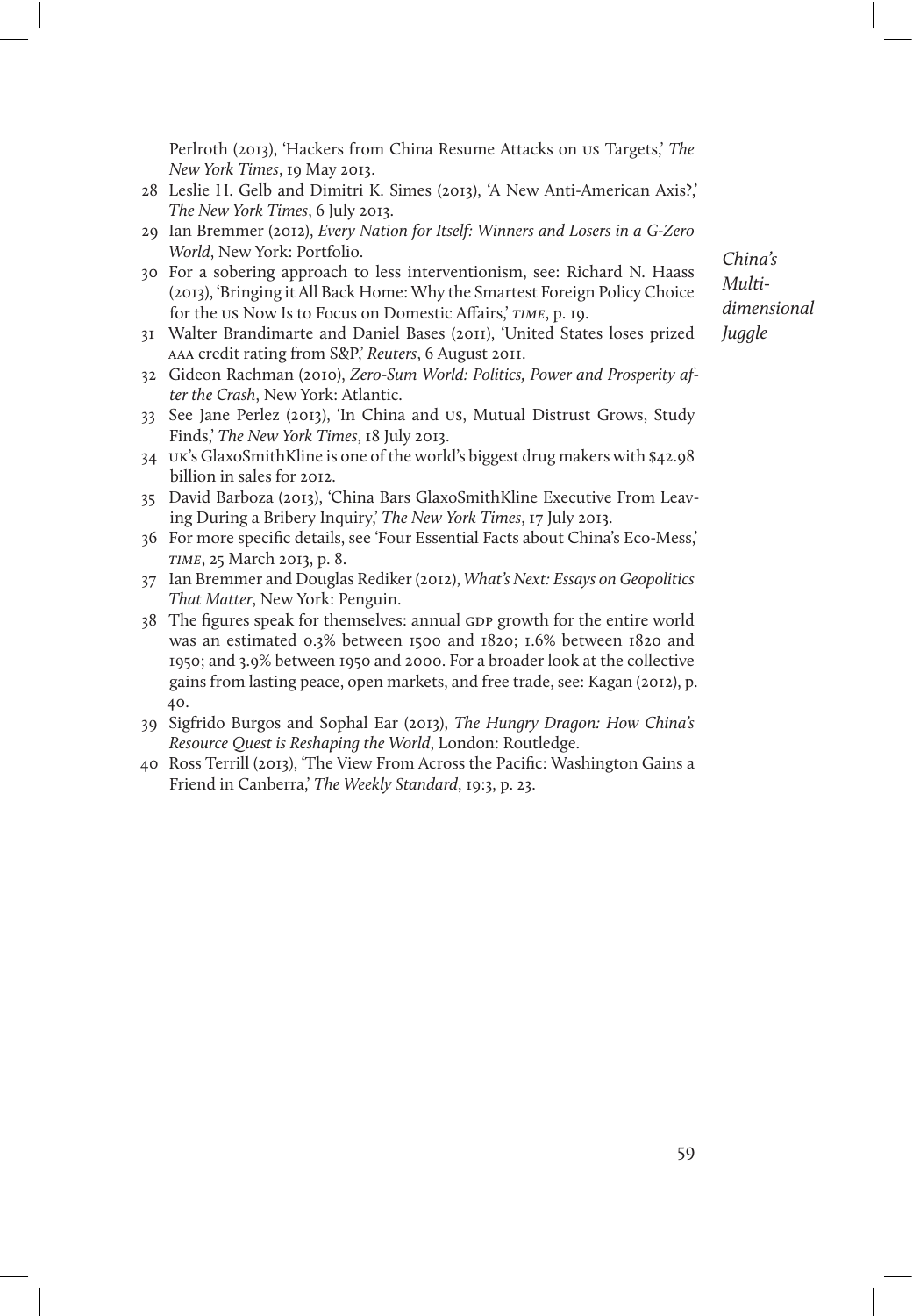Perlroth (2013), 'Hackers from China Resume Attacks on US Targets,' *The New York Times*, 19 May 2013.

28 Leslie H. Gelb and Dimitri K. Simes (2013), 'A New Anti-American Axis?,' *The New York Times*, 6 July 2013.

29 Ian Bremmer (2012), *Every Nation for Itself: Winners and Losers in a G-Zero World*, New York: Portfolio.

30 For a sobering approach to less interventionism, see: Richard N. Haass (2013), 'Bringing it All Back Home: Why the Smartest Foreign Policy Choice for the US Now Is to Focus on Domestic Affairs,' *TIME*, p. 19.

31 Walter Brandimarte and Daniel Bases (2011), 'United States loses prized AAA credit rating from S&P,' *Reuters*, 6 August 2011.

32 Gideon Rachman (2010), *Zero-Sum World: Politics, Power and Prosperity after the Crash*, New York: Atlantic.

33 See Jane Perlez (2013), 'In China and US, Mutual Distrust Grows, Study Finds,' *The New York Times*, 18 July 2013.

34 UK's GlaxoSmithKline is one of the world's biggest drug makers with $42.98 billion in sales for 2012.

35 David Barboza (2013), 'China Bars GlaxoSmithKline Executive From Leaving During a Bribery Inquiry,' *The New York Times*, 17 July 2013.

36 For more specific details, see 'Four Essential Facts about China's Eco-Mess,' *TIME*, 25 March 2013, p. 8.

37 Ian Bremmer and Douglas Rediker (2012), *What's Next: Essays on Geopolitics That Matter*, New York: Penguin.

38 The figures speak for themselves: annual GDP growth for the entire world was an estimated 0.3% between 1500 and 1820; 1.6% between 1820 and 1950; and 3.9% between 1950 and 2000. For a broader look at the collective gains from lasting peace, open markets, and free trade, see: Kagan (2012), p. 40.

39 Sigfrido Burgos and Sophal Ear (2013), *The Hungry Dragon: How China's Resource Quest is Reshaping the World*, London: Routledge.

40 Ross Terrill (2013), 'The View From Across the Pacific: Washington Gains a Friend in Canberra,' *The Weekly Standard*, 19:3, p. 23.